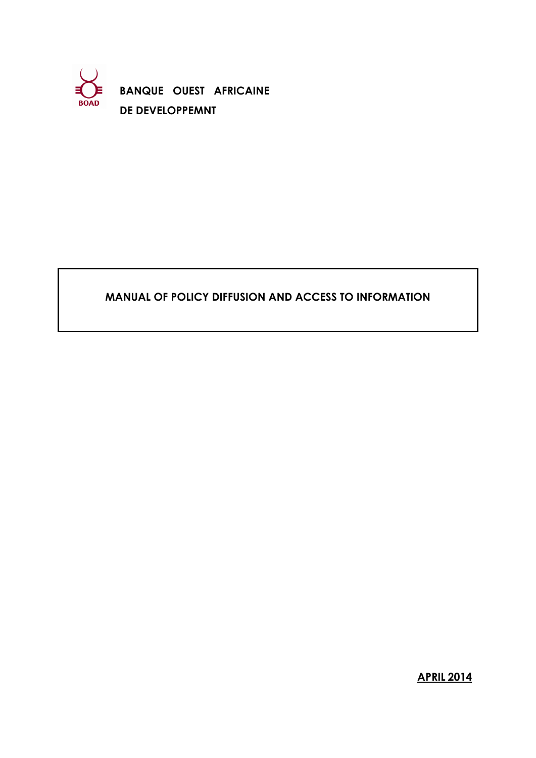**BANQUE OUEST AFRICAINE**

**DE DEVELOPPEMNT**

# MANUAL OF POLICY DIFFUSION AND ACCESS TO INFORMATION

**APRIL 2014**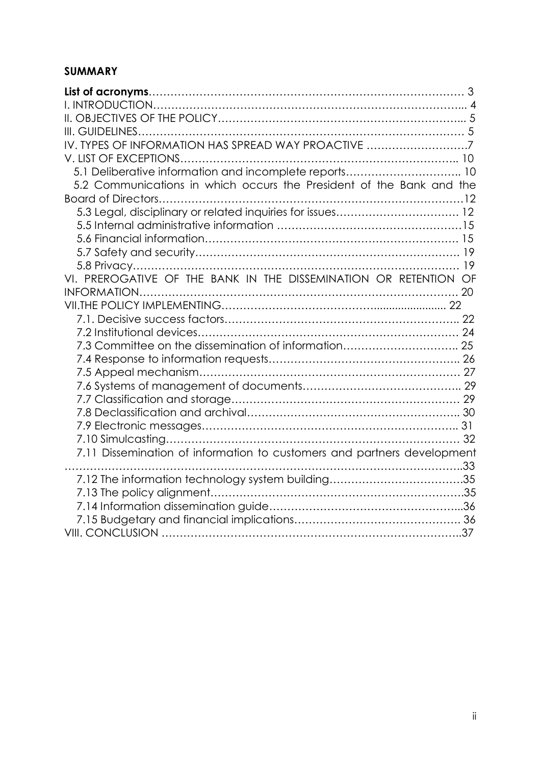## SUMMARY

**List of acronyms**…………………………………………………………………………… 3
I. INTRODUCTION…………………………………………………………………………... 4
II. OBJECTIVES OF THE POLICY…………………………………………………………... 5
III. GUIDELINES………………………………………………………………………………… 5
IV. TYPES OF INFORMATION HAS SPREAD WAY PROACTIVE ……………………….7
V. LIST OF EXCEPTIONS…………………………………………………………………….. 10
  5.1 Deliberative information and incomplete reports………………………….. 10
  5.2 Communications in which occurs the President of the Bank and the Board of Directors……………………………………………………………………………12
  5.3 Legal, disciplinary or related inquiries for issues……………………………. 12
  5.5 Internal administrative information ……………………………………………15
  5.6 Financial information……………………………………………………………. 15
  5.7 Safety and security………………………………………………………………. 19
  5.8 Privacy……………………………………………………………………………… 19
VI. PREROGATIVE OF THE BANK IN THE DISSEMINATION OR RETENTION OF INFORMATION…………………………………………………………………………. 20
VII.THE POLICY IMPLEMENTING……………………………………........................ 22
  7.1. Decisive success factors……………………………………………………….. 22
  7.2 Institutional devices……………………………………………………………… 24
  7.3 Committee on the dissemination of information………………………….. 25
  7.4 Response to information requests…………………………………………….. 26
  7.5 Appeal mechanism……………………………………………………………… 27
  7.6 Systems of management of documents…………………………………….. 29
  7.7 Classification and storage……………………………………………………… 29
  7.8 Declassification and archival………………………………………………….. 30
  7.9 Electronic messages…………………………………………………………….. 31
  7.10 Simulcasting……………………………………………………………………… 32
  7.11 Dissemination of information to customers and partners development …………………………………………………………………………………………..33
  7.12 The information technology system building……………………………….35
  7.13 The policy alignment…………………………………………………………….35
  7.14 Information dissemination guide……………………………………………...36
  7.15 Budgetary and financial implications………………………………………. 36
VIII. CONCLUSION …………………………………………………………………………..37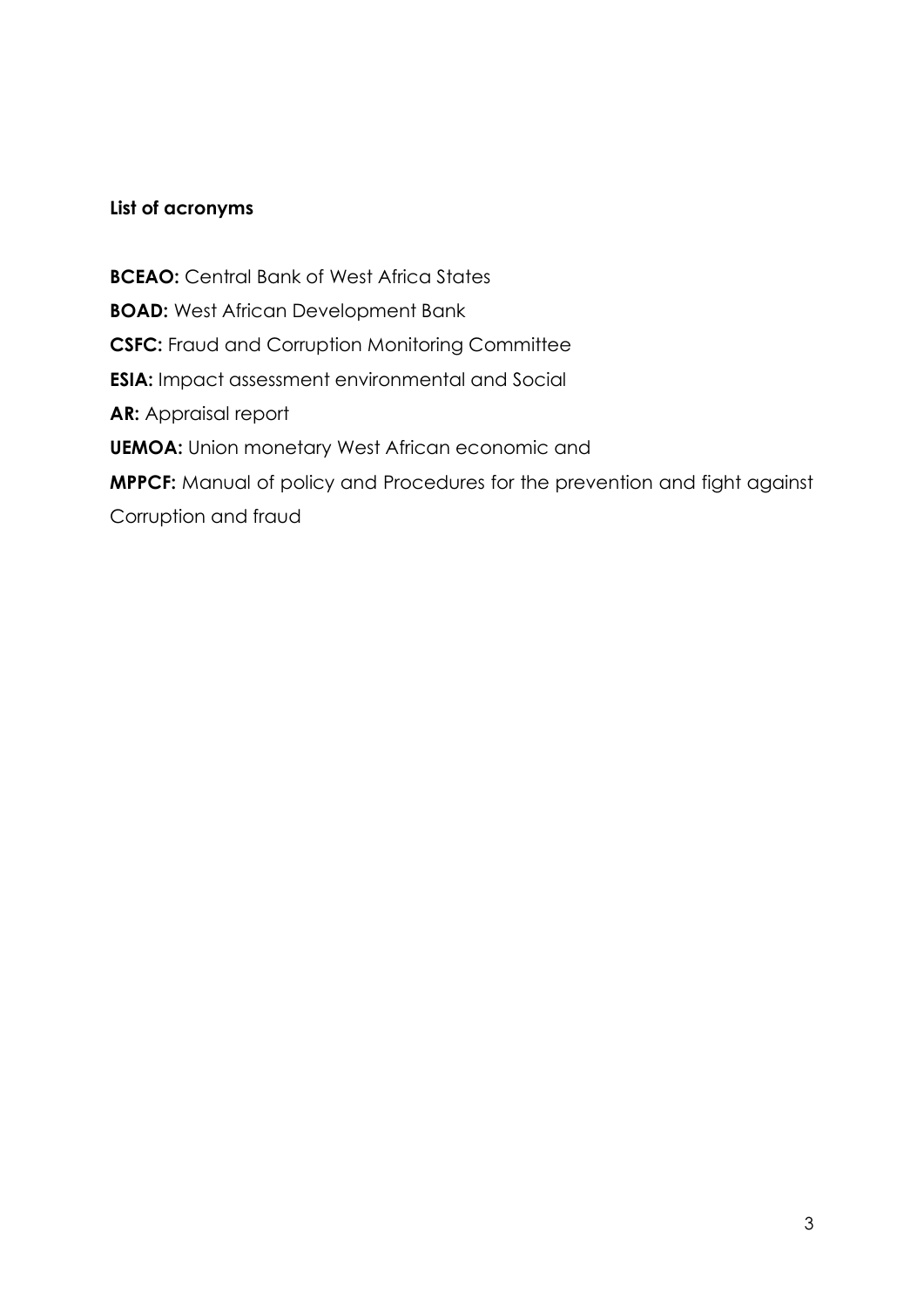**List of acronyms**

**BCEAO:** Central Bank of West Africa States

**BOAD:** West African Development Bank

**CSFC:** Fraud and Corruption Monitoring Committee

**ESIA:** Impact assessment environmental and Social

**AR:** Appraisal report

**UEMOA:** Union monetary West African economic and

**MPPCF:** Manual of policy and Procedures for the prevention and fight against Corruption and fraud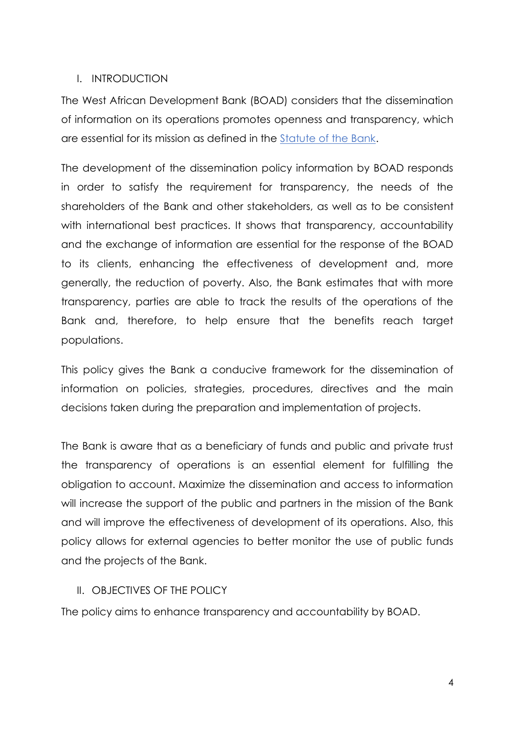## I. INTRODUCTION

The West African Development Bank (BOAD) considers that the dissemination of information on its operations promotes openness and transparency, which are essential for its mission as defined in the Statute of the Bank.

The development of the dissemination policy information by BOAD responds in order to satisfy the requirement for transparency, the needs of the shareholders of the Bank and other stakeholders, as well as to be consistent with international best practices. It shows that transparency, accountability and the exchange of information are essential for the response of the BOAD to its clients, enhancing the effectiveness of development and, more generally, the reduction of poverty. Also, the Bank estimates that with more transparency, parties are able to track the results of the operations of the Bank and, therefore, to help ensure that the benefits reach target populations.

This policy gives the Bank a conducive framework for the dissemination of information on policies, strategies, procedures, directives and the main decisions taken during the preparation and implementation of projects.

The Bank is aware that as a beneficiary of funds and public and private trust the transparency of operations is an essential element for fulfilling the obligation to account. Maximize the dissemination and access to information will increase the support of the public and partners in the mission of the Bank and will improve the effectiveness of development of its operations. Also, this policy allows for external agencies to better monitor the use of public funds and the projects of the Bank.

## II. OBJECTIVES OF THE POLICY

The policy aims to enhance transparency and accountability by BOAD.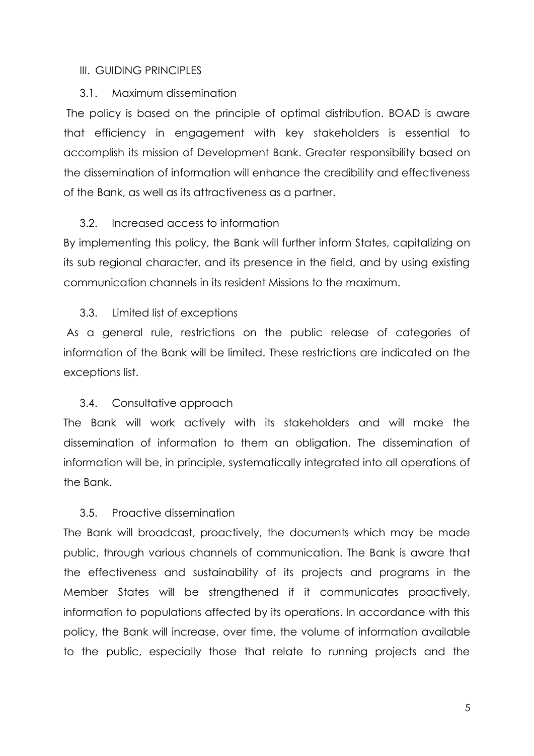## III. GUIDING PRINCIPLES

### 3.1. Maximum dissemination

The policy is based on the principle of optimal distribution. BOAD is aware that efficiency in engagement with key stakeholders is essential to accomplish its mission of Development Bank. Greater responsibility based on the dissemination of information will enhance the credibility and effectiveness of the Bank, as well as its attractiveness as a partner.

### 3.2. Increased access to information

By implementing this policy, the Bank will further inform States, capitalizing on its sub regional character, and its presence in the field, and by using existing communication channels in its resident Missions to the maximum.

### 3.3. Limited list of exceptions

As a general rule, restrictions on the public release of categories of information of the Bank will be limited. These restrictions are indicated on the exceptions list.

### 3.4. Consultative approach

The Bank will work actively with its stakeholders and will make the dissemination of information to them an obligation. The dissemination of information will be, in principle, systematically integrated into all operations of the Bank.

### 3.5. Proactive dissemination

The Bank will broadcast, proactively, the documents which may be made public, through various channels of communication. The Bank is aware that the effectiveness and sustainability of its projects and programs in the Member States will be strengthened if it communicates proactively, information to populations affected by its operations. In accordance with this policy, the Bank will increase, over time, the volume of information available to the public, especially those that relate to running projects and the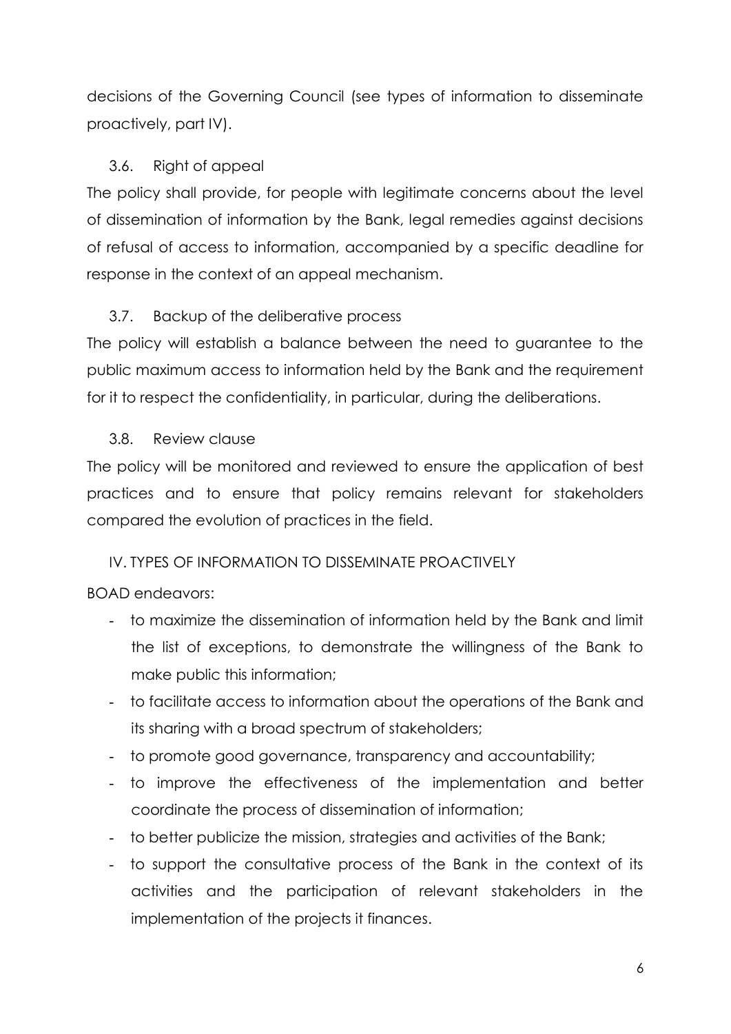decisions of the Governing Council (see types of information to disseminate proactively, part IV).

### 3.6. Right of appeal

The policy shall provide, for people with legitimate concerns about the level of dissemination of information by the Bank, legal remedies against decisions of refusal of access to information, accompanied by a specific deadline for response in the context of an appeal mechanism.

### 3.7. Backup of the deliberative process

The policy will establish a balance between the need to guarantee to the public maximum access to information held by the Bank and the requirement for it to respect the confidentiality, in particular, during the deliberations.

### 3.8. Review clause

The policy will be monitored and reviewed to ensure the application of best practices and to ensure that policy remains relevant for stakeholders compared the evolution of practices in the field.

## IV. TYPES OF INFORMATION TO DISSEMINATE PROACTIVELY

BOAD endeavors:

- to maximize the dissemination of information held by the Bank and limit the list of exceptions, to demonstrate the willingness of the Bank to make public this information;
- to facilitate access to information about the operations of the Bank and its sharing with a broad spectrum of stakeholders;
- to promote good governance, transparency and accountability;
- to improve the effectiveness of the implementation and better coordinate the process of dissemination of information;
- to better publicize the mission, strategies and activities of the Bank;
- to support the consultative process of the Bank in the context of its activities and the participation of relevant stakeholders in the implementation of the projects it finances.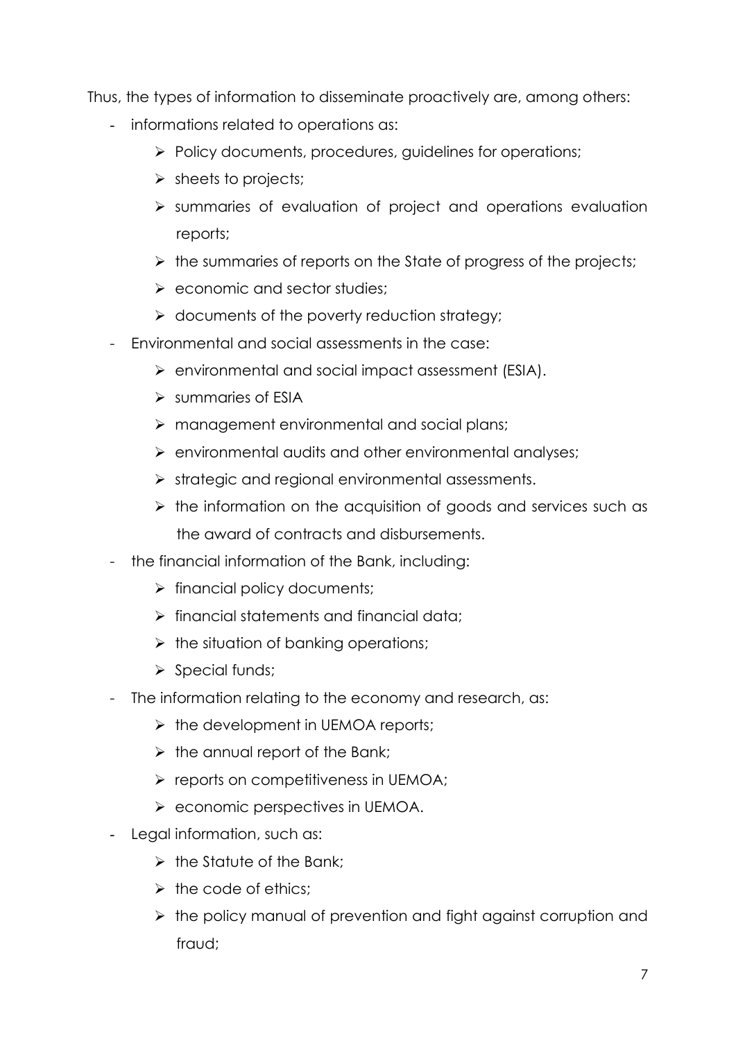Thus, the types of information to disseminate proactively are, among others:

- informations related to operations as:
  - Policy documents, procedures, guidelines for operations;
  - sheets to projects;
  - summaries of evaluation of project and operations evaluation reports;
  - the summaries of reports on the State of progress of the projects;
  - economic and sector studies;
  - documents of the poverty reduction strategy;
- Environmental and social assessments in the case:
  - environmental and social impact assessment (ESIA).
  - summaries of ESIA
  - management environmental and social plans;
  - environmental audits and other environmental analyses;
  - strategic and regional environmental assessments.
  - the information on the acquisition of goods and services such as the award of contracts and disbursements.
- the financial information of the Bank, including:
  - financial policy documents;
  - financial statements and financial data;
  - the situation of banking operations;
  - Special funds;
- The information relating to the economy and research, as:
  - the development in UEMOA reports;
  - the annual report of the Bank;
  - reports on competitiveness in UEMOA;
  - economic perspectives in UEMOA.
- Legal information, such as:
  - the Statute of the Bank;
  - the code of ethics;
  - the policy manual of prevention and fight against corruption and fraud;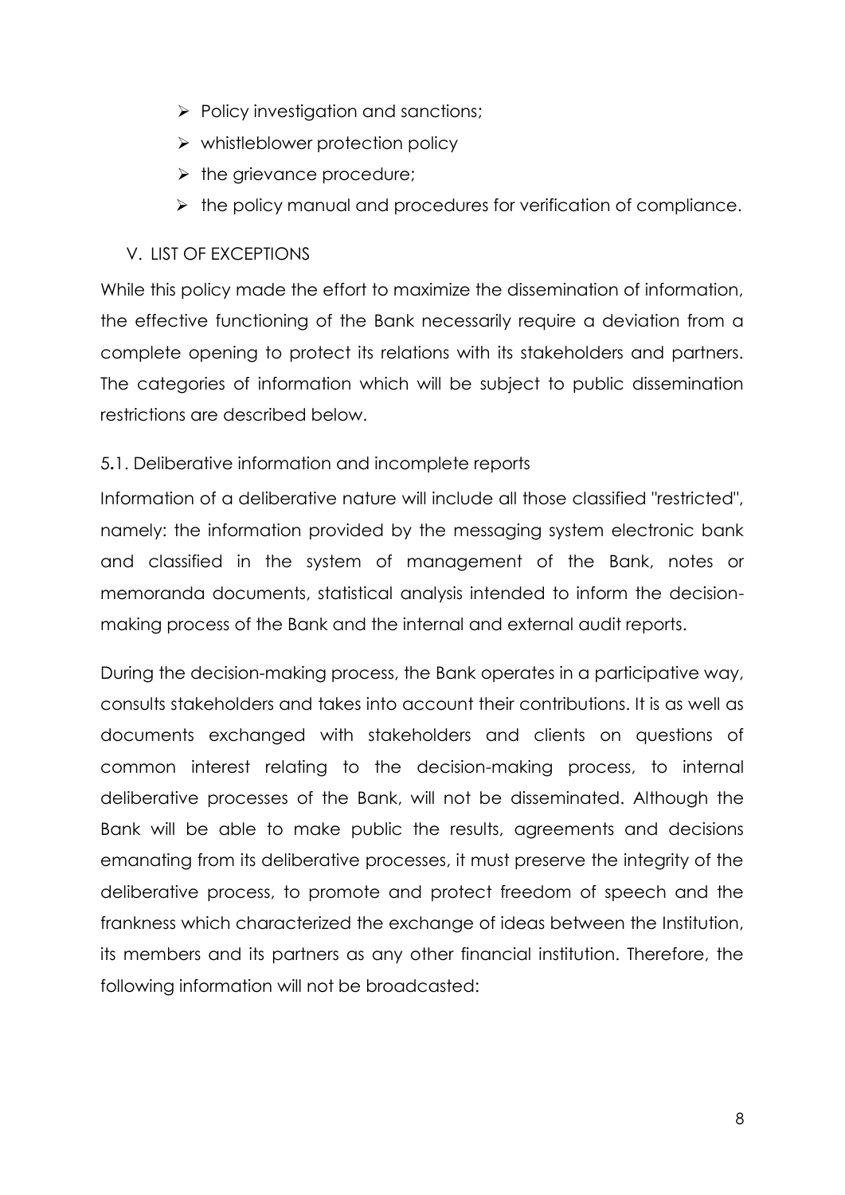- Policy investigation and sanctions;
- whistleblower protection policy
- the grievance procedure;
- the policy manual and procedures for verification of compliance.

## V. LIST OF EXCEPTIONS

While this policy made the effort to maximize the dissemination of information, the effective functioning of the Bank necessarily require a deviation from a complete opening to protect its relations with its stakeholders and partners. The categories of information which will be subject to public dissemination restrictions are described below.

### 5.1. Deliberative information and incomplete reports

Information of a deliberative nature will include all those classified "restricted", namely: the information provided by the messaging system electronic bank and classified in the system of management of the Bank, notes or memoranda documents, statistical analysis intended to inform the decision-making process of the Bank and the internal and external audit reports.

During the decision-making process, the Bank operates in a participative way, consults stakeholders and takes into account their contributions. It is as well as documents exchanged with stakeholders and clients on questions of common interest relating to the decision-making process, to internal deliberative processes of the Bank, will not be disseminated. Although the Bank will be able to make public the results, agreements and decisions emanating from its deliberative processes, it must preserve the integrity of the deliberative process, to promote and protect freedom of speech and the frankness which characterized the exchange of ideas between the Institution, its members and its partners as any other financial institution. Therefore, the following information will not be broadcasted: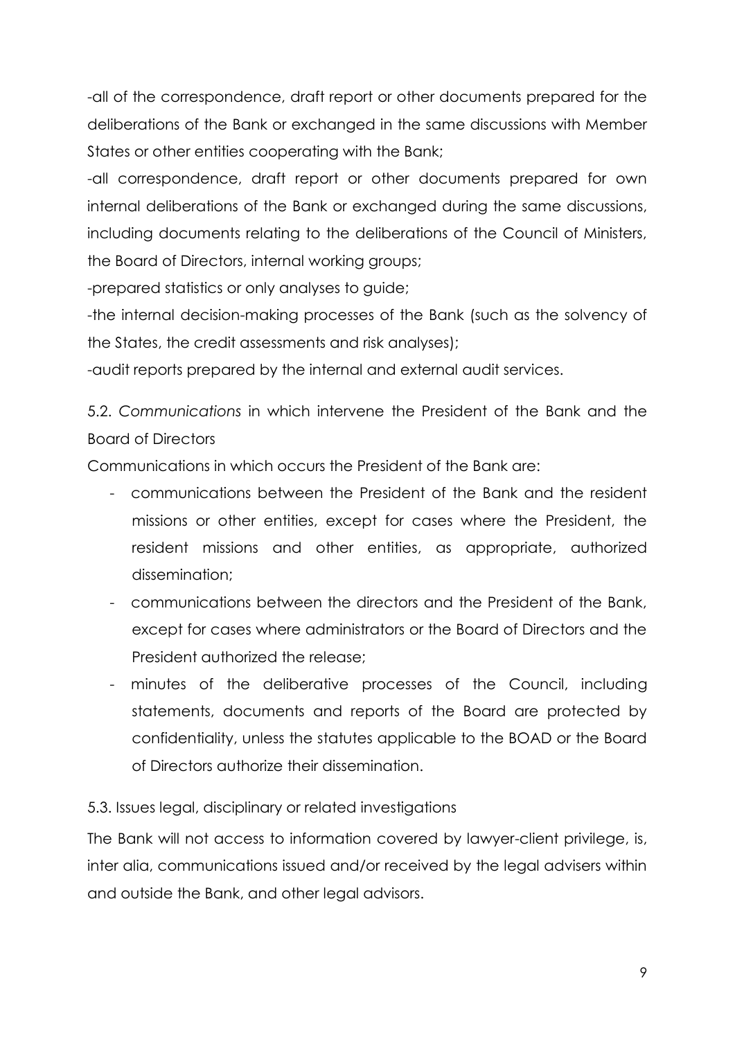-all of the correspondence, draft report or other documents prepared for the deliberations of the Bank or exchanged in the same discussions with Member States or other entities cooperating with the Bank;

-all correspondence, draft report or other documents prepared for own internal deliberations of the Bank or exchanged during the same discussions, including documents relating to the deliberations of the Council of Ministers, the Board of Directors, internal working groups;

-prepared statistics or only analyses to guide;

-the internal decision-making processes of the Bank (such as the solvency of the States, the credit assessments and risk analyses);

-audit reports prepared by the internal and external audit services.

5.2. *Communications* in which intervene the President of the Bank and the Board of Directors

Communications in which occurs the President of the Bank are:

- communications between the President of the Bank and the resident missions or other entities, except for cases where the President, the resident missions and other entities, as appropriate, authorized dissemination;
- communications between the directors and the President of the Bank, except for cases where administrators or the Board of Directors and the President authorized the release;
- minutes of the deliberative processes of the Council, including statements, documents and reports of the Board are protected by confidentiality, unless the statutes applicable to the BOAD or the Board of Directors authorize their dissemination.

5.3. Issues legal, disciplinary or related investigations

The Bank will not access to information covered by lawyer-client privilege, is, inter alia, communications issued and/or received by the legal advisers within and outside the Bank, and other legal advisors.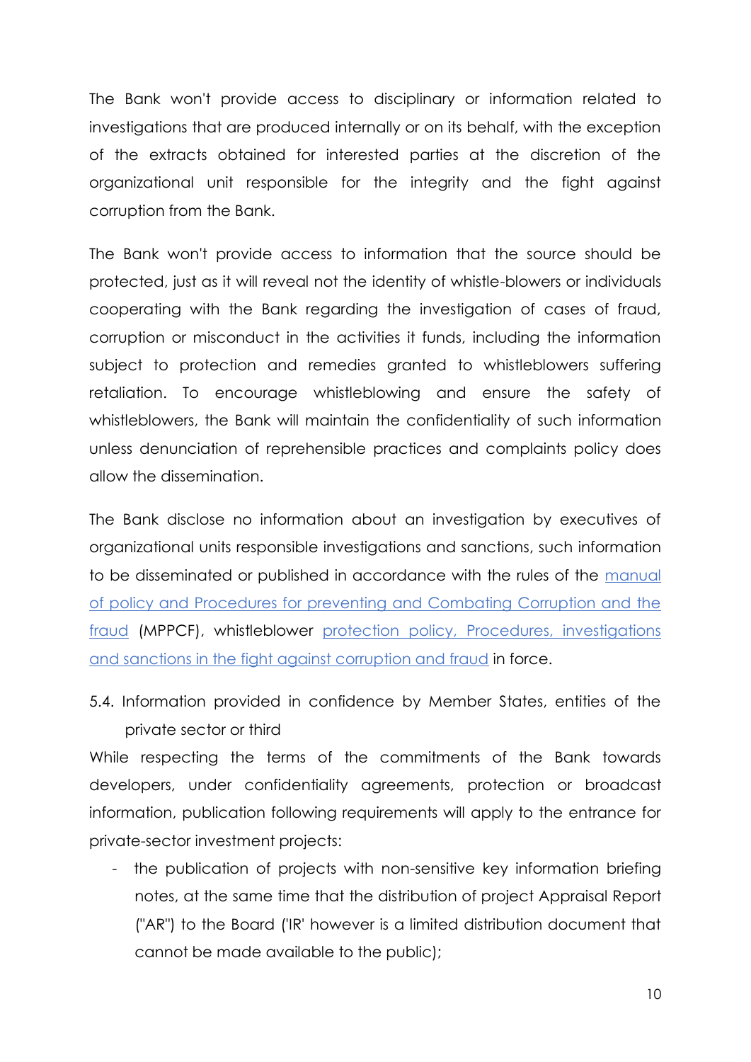The Bank won't provide access to disciplinary or information related to investigations that are produced internally or on its behalf, with the exception of the extracts obtained for interested parties at the discretion of the organizational unit responsible for the integrity and the fight against corruption from the Bank.

The Bank won't provide access to information that the source should be protected, just as it will reveal not the identity of whistle-blowers or individuals cooperating with the Bank regarding the investigation of cases of fraud, corruption or misconduct in the activities it funds, including the information subject to protection and remedies granted to whistleblowers suffering retaliation. To encourage whistleblowing and ensure the safety of whistleblowers, the Bank will maintain the confidentiality of such information unless denunciation of reprehensible practices and complaints policy does allow the dissemination.

The Bank disclose no information about an investigation by executives of organizational units responsible investigations and sanctions, such information to be disseminated or published in accordance with the rules of the manual of policy and Procedures for preventing and Combating Corruption and the fraud (MPPCF), whistleblower protection policy, Procedures, investigations and sanctions in the fight against corruption and fraud in force.

5.4. Information provided in confidence by Member States, entities of the private sector or third

While respecting the terms of the commitments of the Bank towards developers, under confidentiality agreements, protection or broadcast information, publication following requirements will apply to the entrance for private-sector investment projects:

- the publication of projects with non-sensitive key information briefing notes, at the same time that the distribution of project Appraisal Report ("AR") to the Board ('IR' however is a limited distribution document that cannot be made available to the public);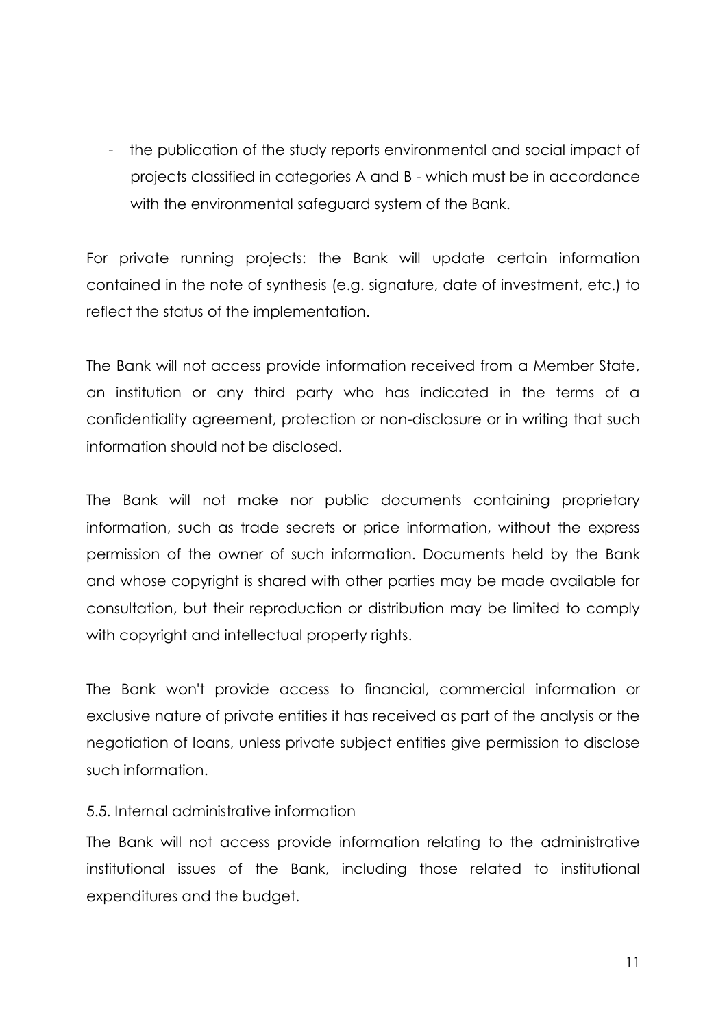- the publication of the study reports environmental and social impact of projects classified in categories A and B - which must be in accordance with the environmental safeguard system of the Bank.

For private running projects: the Bank will update certain information contained in the note of synthesis (e.g. signature, date of investment, etc.) to reflect the status of the implementation.

The Bank will not access provide information received from a Member State, an institution or any third party who has indicated in the terms of a confidentiality agreement, protection or non-disclosure or in writing that such information should not be disclosed.

The Bank will not make nor public documents containing proprietary information, such as trade secrets or price information, without the express permission of the owner of such information. Documents held by the Bank and whose copyright is shared with other parties may be made available for consultation, but their reproduction or distribution may be limited to comply with copyright and intellectual property rights.

The Bank won't provide access to financial, commercial information or exclusive nature of private entities it has received as part of the analysis or the negotiation of loans, unless private subject entities give permission to disclose such information.

5.5. Internal administrative information

The Bank will not access provide information relating to the administrative institutional issues of the Bank, including those related to institutional expenditures and the budget.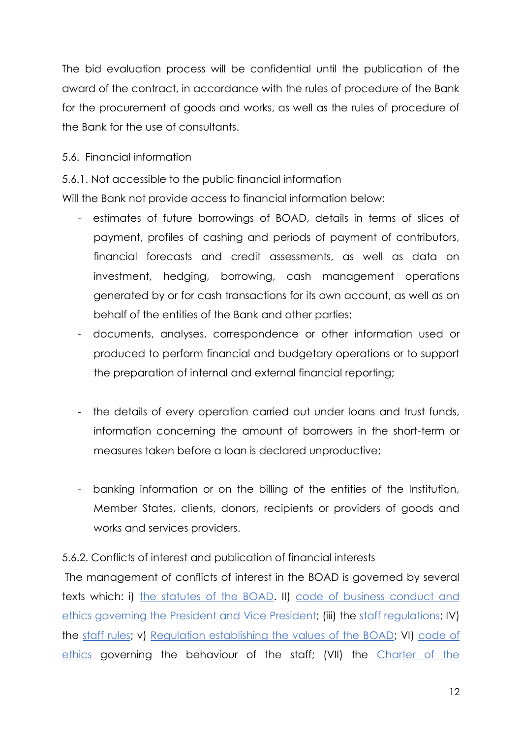The bid evaluation process will be confidential until the publication of the award of the contract, in accordance with the rules of procedure of the Bank for the procurement of goods and works, as well as the rules of procedure of the Bank for the use of consultants.

5.6. Financial information

5.6.1. Not accessible to the public financial information

Will the Bank not provide access to financial information below:

- estimates of future borrowings of BOAD, details in terms of slices of payment, profiles of cashing and periods of payment of contributors, financial forecasts and credit assessments, as well as data on investment, hedging, borrowing, cash management operations generated by or for cash transactions for its own account, as well as on behalf of the entities of the Bank and other parties;
- documents, analyses, correspondence or other information used or produced to perform financial and budgetary operations or to support the preparation of internal and external financial reporting;
- the details of every operation carried out under loans and trust funds, information concerning the amount of borrowers in the short-term or measures taken before a loan is declared unproductive;
- banking information or on the billing of the entities of the Institution, Member States, clients, donors, recipients or providers of goods and works and services providers.

5.6.2. Conflicts of interest and publication of financial interests

The management of conflicts of interest in the BOAD is governed by several texts which: i) the statutes of the BOAD. II) code of business conduct and ethics governing the President and Vice President; (iii) the staff regulations; IV) the staff rules; v) Regulation establishing the values of the BOAD; VI) code of ethics governing the behaviour of the staff; (VII) the Charter of the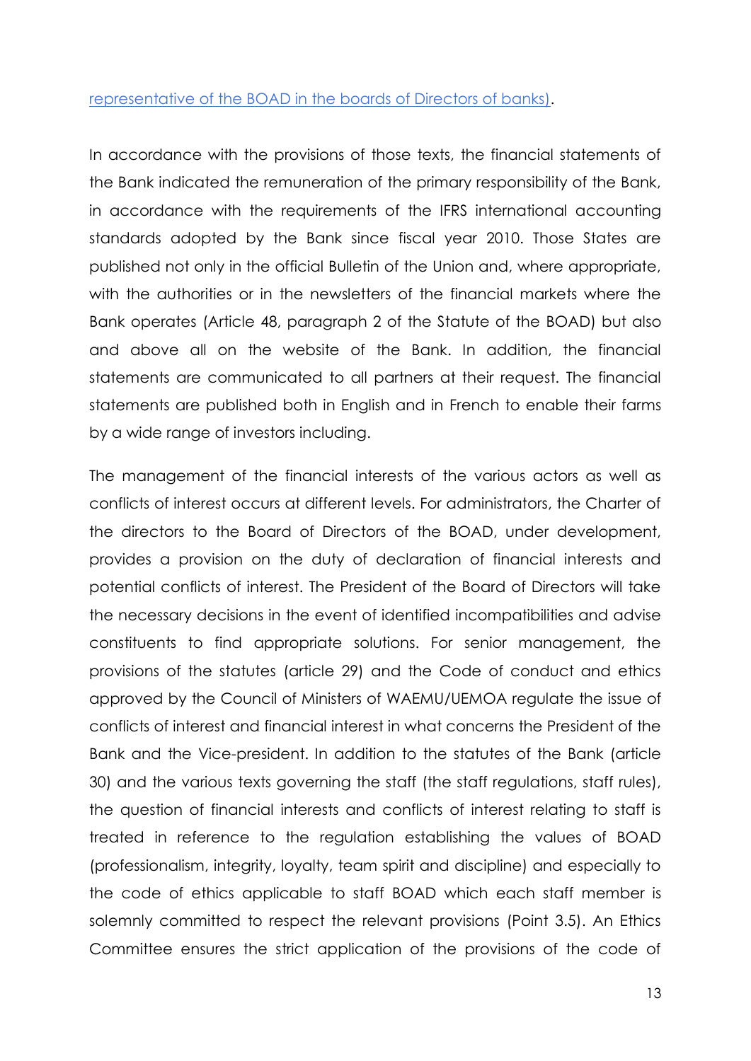representative of the BOAD in the boards of Directors of banks).

In accordance with the provisions of those texts, the financial statements of the Bank indicated the remuneration of the primary responsibility of the Bank, in accordance with the requirements of the IFRS international accounting standards adopted by the Bank since fiscal year 2010. Those States are published not only in the official Bulletin of the Union and, where appropriate, with the authorities or in the newsletters of the financial markets where the Bank operates (Article 48, paragraph 2 of the Statute of the BOAD) but also and above all on the website of the Bank. In addition, the financial statements are communicated to all partners at their request. The financial statements are published both in English and in French to enable their farms by a wide range of investors including.

The management of the financial interests of the various actors as well as conflicts of interest occurs at different levels. For administrators, the Charter of the directors to the Board of Directors of the BOAD, under development, provides a provision on the duty of declaration of financial interests and potential conflicts of interest. The President of the Board of Directors will take the necessary decisions in the event of identified incompatibilities and advise constituents to find appropriate solutions. For senior management, the provisions of the statutes (article 29) and the Code of conduct and ethics approved by the Council of Ministers of WAEMU/UEMOA regulate the issue of conflicts of interest and financial interest in what concerns the President of the Bank and the Vice-president. In addition to the statutes of the Bank (article 30) and the various texts governing the staff (the staff regulations, staff rules), the question of financial interests and conflicts of interest relating to staff is treated in reference to the regulation establishing the values of BOAD (professionalism, integrity, loyalty, team spirit and discipline) and especially to the code of ethics applicable to staff BOAD which each staff member is solemnly committed to respect the relevant provisions (Point 3.5). An Ethics Committee ensures the strict application of the provisions of the code of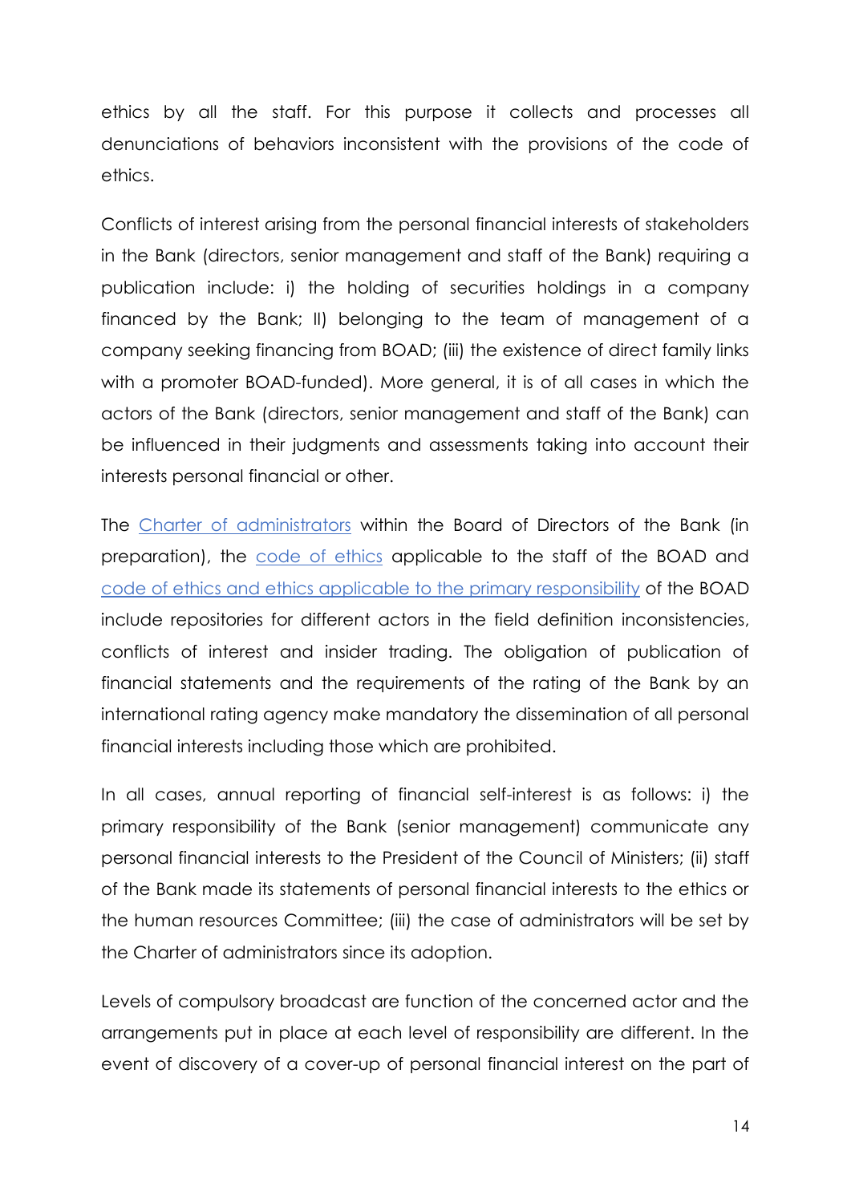ethics by all the staff. For this purpose it collects and processes all denunciations of behaviors inconsistent with the provisions of the code of ethics.

Conflicts of interest arising from the personal financial interests of stakeholders in the Bank (directors, senior management and staff of the Bank) requiring a publication include: i) the holding of securities holdings in a company financed by the Bank; II) belonging to the team of management of a company seeking financing from BOAD; (iii) the existence of direct family links with a promoter BOAD-funded). More general, it is of all cases in which the actors of the Bank (directors, senior management and staff of the Bank) can be influenced in their judgments and assessments taking into account their interests personal financial or other.

The Charter of administrators within the Board of Directors of the Bank (in preparation), the code of ethics applicable to the staff of the BOAD and code of ethics and ethics applicable to the primary responsibility of the BOAD include repositories for different actors in the field definition inconsistencies, conflicts of interest and insider trading. The obligation of publication of financial statements and the requirements of the rating of the Bank by an international rating agency make mandatory the dissemination of all personal financial interests including those which are prohibited.

In all cases, annual reporting of financial self-interest is as follows: i) the primary responsibility of the Bank (senior management) communicate any personal financial interests to the President of the Council of Ministers; (ii) staff of the Bank made its statements of personal financial interests to the ethics or the human resources Committee; (iii) the case of administrators will be set by the Charter of administrators since its adoption.

Levels of compulsory broadcast are function of the concerned actor and the arrangements put in place at each level of responsibility are different. In the event of discovery of a cover-up of personal financial interest on the part of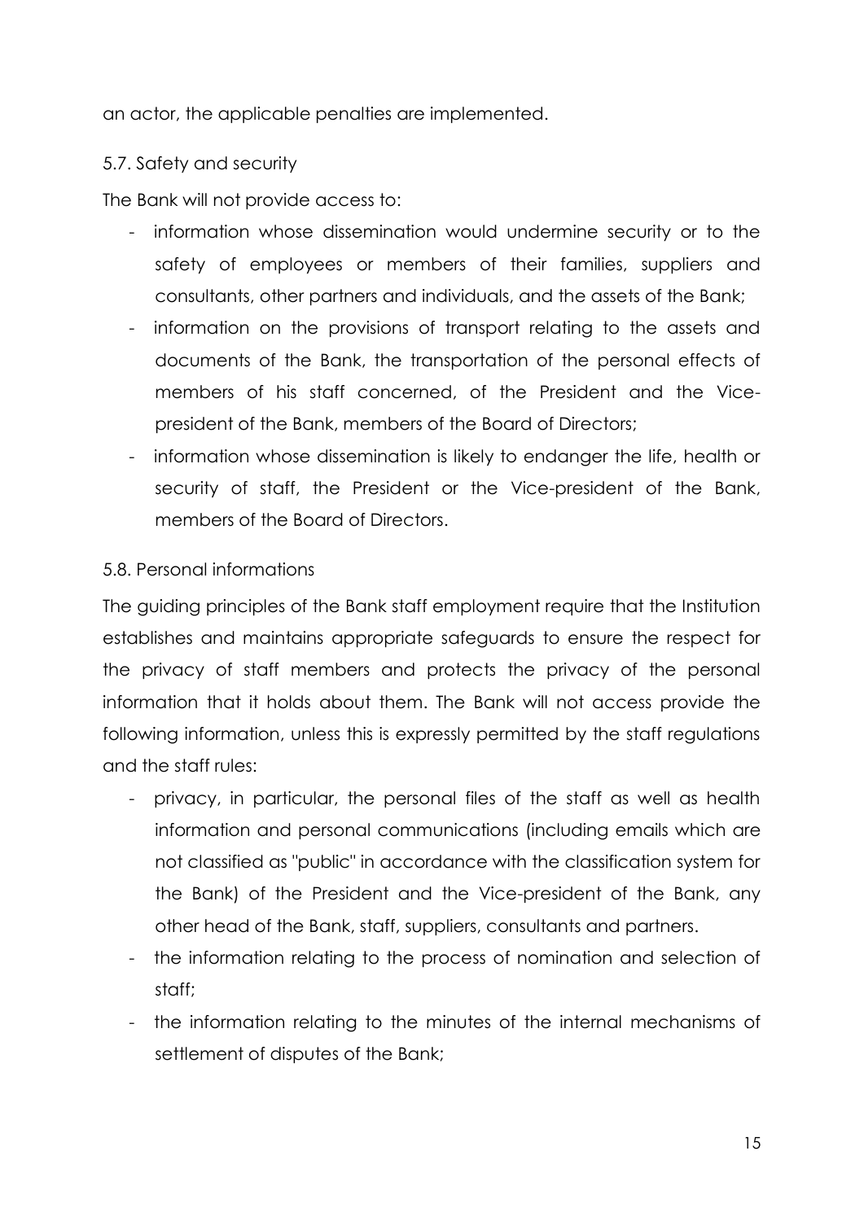an actor, the applicable penalties are implemented.

### 5.7. Safety and security

The Bank will not provide access to:

- information whose dissemination would undermine security or to the safety of employees or members of their families, suppliers and consultants, other partners and individuals, and the assets of the Bank;
- information on the provisions of transport relating to the assets and documents of the Bank, the transportation of the personal effects of members of his staff concerned, of the President and the Vice-president of the Bank, members of the Board of Directors;
- information whose dissemination is likely to endanger the life, health or security of staff, the President or the Vice-president of the Bank, members of the Board of Directors.

### 5.8. Personal informations

The guiding principles of the Bank staff employment require that the Institution establishes and maintains appropriate safeguards to ensure the respect for the privacy of staff members and protects the privacy of the personal information that it holds about them. The Bank will not access provide the following information, unless this is expressly permitted by the staff regulations and the staff rules:

- privacy, in particular, the personal files of the staff as well as health information and personal communications (including emails which are not classified as "public" in accordance with the classification system for the Bank) of the President and the Vice-president of the Bank, any other head of the Bank, staff, suppliers, consultants and partners.
- the information relating to the process of nomination and selection of staff;
- the information relating to the minutes of the internal mechanisms of settlement of disputes of the Bank;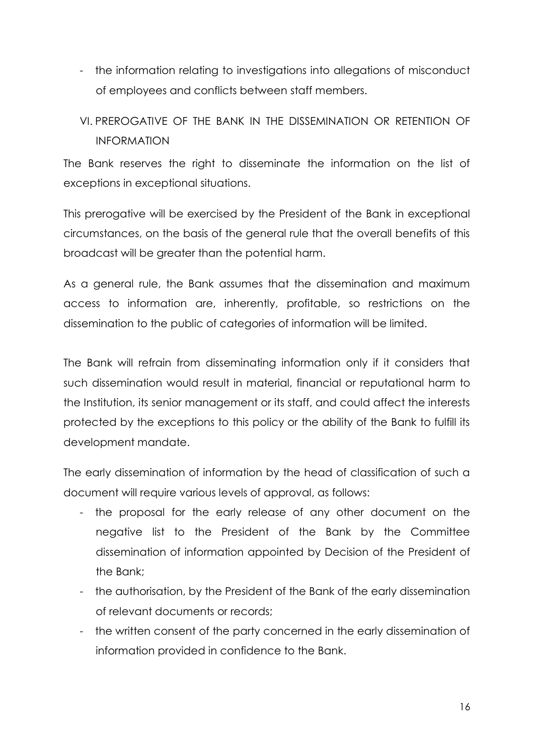- the information relating to investigations into allegations of misconduct of employees and conflicts between staff members.

## VI. PREROGATIVE OF THE BANK IN THE DISSEMINATION OR RETENTION OF INFORMATION

The Bank reserves the right to disseminate the information on the list of exceptions in exceptional situations.

This prerogative will be exercised by the President of the Bank in exceptional circumstances, on the basis of the general rule that the overall benefits of this broadcast will be greater than the potential harm.

As a general rule, the Bank assumes that the dissemination and maximum access to information are, inherently, profitable, so restrictions on the dissemination to the public of categories of information will be limited.

The Bank will refrain from disseminating information only if it considers that such dissemination would result in material, financial or reputational harm to the Institution, its senior management or its staff, and could affect the interests protected by the exceptions to this policy or the ability of the Bank to fulfill its development mandate.

The early dissemination of information by the head of classification of such a document will require various levels of approval, as follows:

- the proposal for the early release of any other document on the negative list to the President of the Bank by the Committee dissemination of information appointed by Decision of the President of the Bank;
- the authorisation, by the President of the Bank of the early dissemination of relevant documents or records;
- the written consent of the party concerned in the early dissemination of information provided in confidence to the Bank.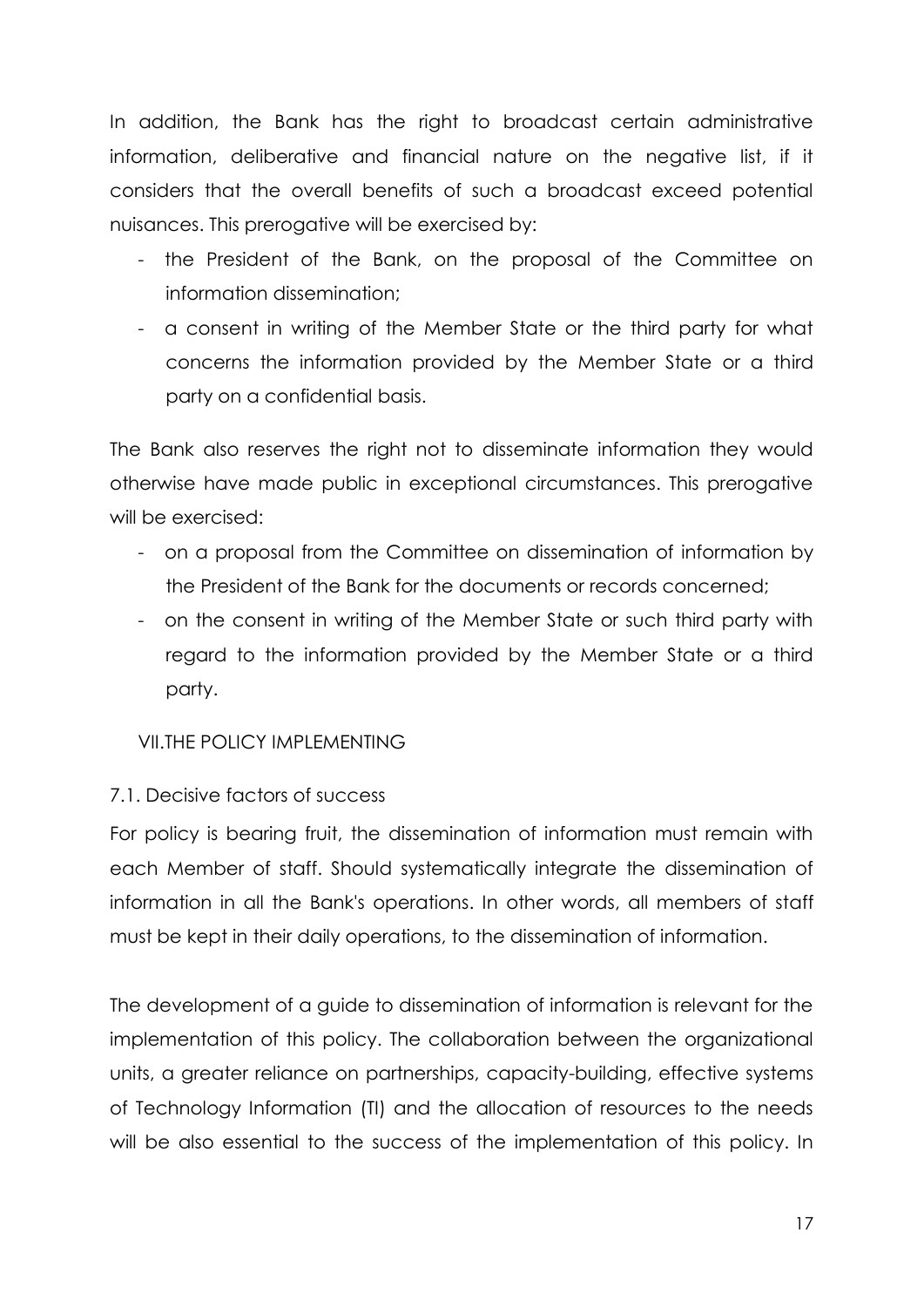In addition, the Bank has the right to broadcast certain administrative information, deliberative and financial nature on the negative list, if it considers that the overall benefits of such a broadcast exceed potential nuisances. This prerogative will be exercised by:

- the President of the Bank, on the proposal of the Committee on information dissemination;
- a consent in writing of the Member State or the third party for what concerns the information provided by the Member State or a third party on a confidential basis.

The Bank also reserves the right not to disseminate information they would otherwise have made public in exceptional circumstances. This prerogative will be exercised:

- on a proposal from the Committee on dissemination of information by the President of the Bank for the documents or records concerned;
- on the consent in writing of the Member State or such third party with regard to the information provided by the Member State or a third party.

## VII.THE POLICY IMPLEMENTING

### 7.1. Decisive factors of success

For policy is bearing fruit, the dissemination of information must remain with each Member of staff. Should systematically integrate the dissemination of information in all the Bank's operations. In other words, all members of staff must be kept in their daily operations, to the dissemination of information.

The development of a guide to dissemination of information is relevant for the implementation of this policy. The collaboration between the organizational units, a greater reliance on partnerships, capacity-building, effective systems of Technology Information (TI) and the allocation of resources to the needs will be also essential to the success of the implementation of this policy. In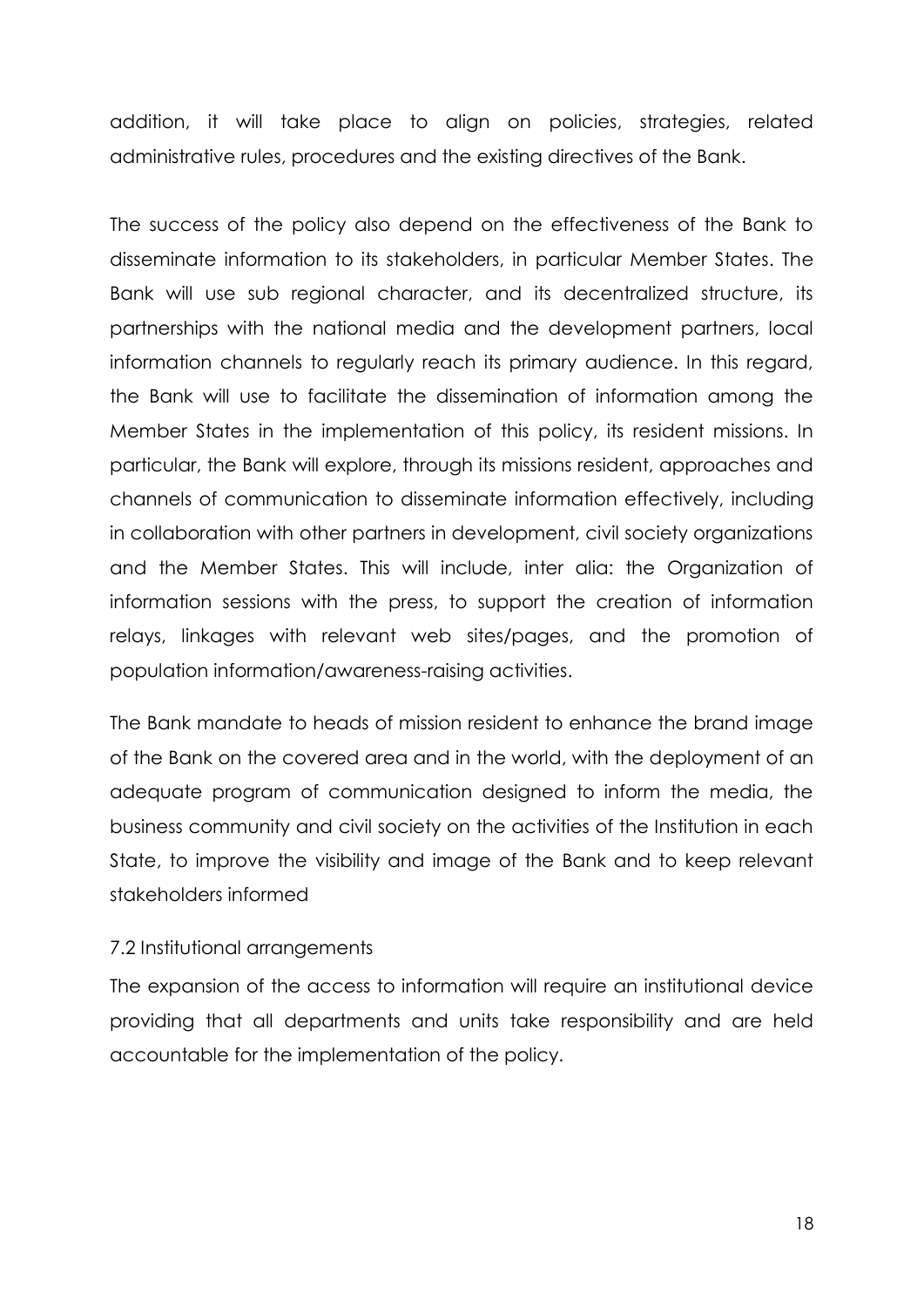addition, it will take place to align on policies, strategies, related administrative rules, procedures and the existing directives of the Bank.

The success of the policy also depend on the effectiveness of the Bank to disseminate information to its stakeholders, in particular Member States. The Bank will use sub regional character, and its decentralized structure, its partnerships with the national media and the development partners, local information channels to regularly reach its primary audience. In this regard, the Bank will use to facilitate the dissemination of information among the Member States in the implementation of this policy, its resident missions. In particular, the Bank will explore, through its missions resident, approaches and channels of communication to disseminate information effectively, including in collaboration with other partners in development, civil society organizations and the Member States. This will include, inter alia: the Organization of information sessions with the press, to support the creation of information relays, linkages with relevant web sites/pages, and the promotion of population information/awareness-raising activities.

The Bank mandate to heads of mission resident to enhance the brand image of the Bank on the covered area and in the world, with the deployment of an adequate program of communication designed to inform the media, the business community and civil society on the activities of the Institution in each State, to improve the visibility and image of the Bank and to keep relevant stakeholders informed

### 7.2 Institutional arrangements

The expansion of the access to information will require an institutional device providing that all departments and units take responsibility and are held accountable for the implementation of the policy.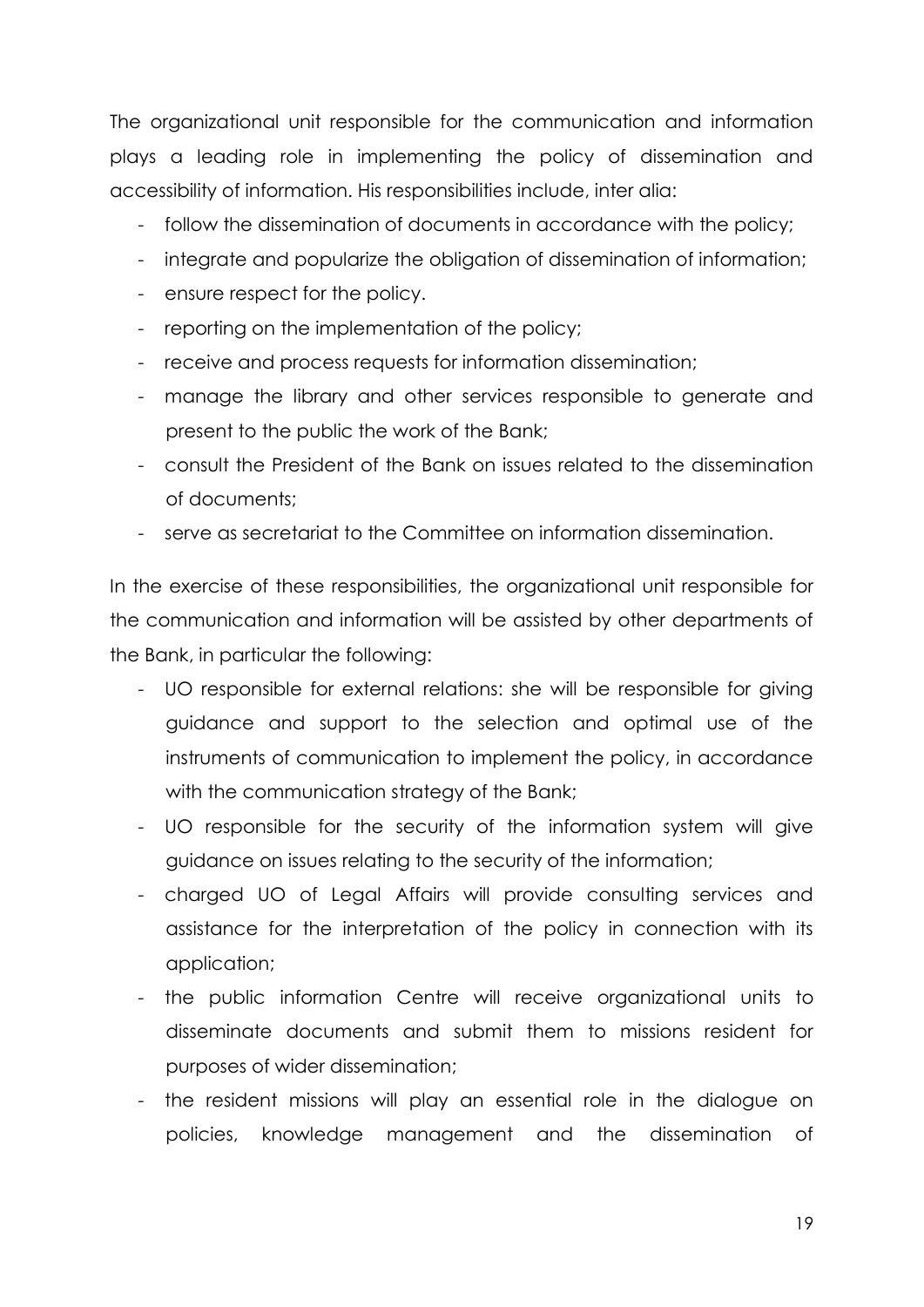The organizational unit responsible for the communication and information plays a leading role in implementing the policy of dissemination and accessibility of information. His responsibilities include, inter alia:

- follow the dissemination of documents in accordance with the policy;
- integrate and popularize the obligation of dissemination of information;
- ensure respect for the policy.
- reporting on the implementation of the policy;
- receive and process requests for information dissemination;
- manage the library and other services responsible to generate and present to the public the work of the Bank;
- consult the President of the Bank on issues related to the dissemination of documents;
- serve as secretariat to the Committee on information dissemination.

In the exercise of these responsibilities, the organizational unit responsible for the communication and information will be assisted by other departments of the Bank, in particular the following:

- UO responsible for external relations: she will be responsible for giving guidance and support to the selection and optimal use of the instruments of communication to implement the policy, in accordance with the communication strategy of the Bank;
- UO responsible for the security of the information system will give guidance on issues relating to the security of the information;
- charged UO of Legal Affairs will provide consulting services and assistance for the interpretation of the policy in connection with its application;
- the public information Centre will receive organizational units to disseminate documents and submit them to missions resident for purposes of wider dissemination;
- the resident missions will play an essential role in the dialogue on policies, knowledge management and the dissemination of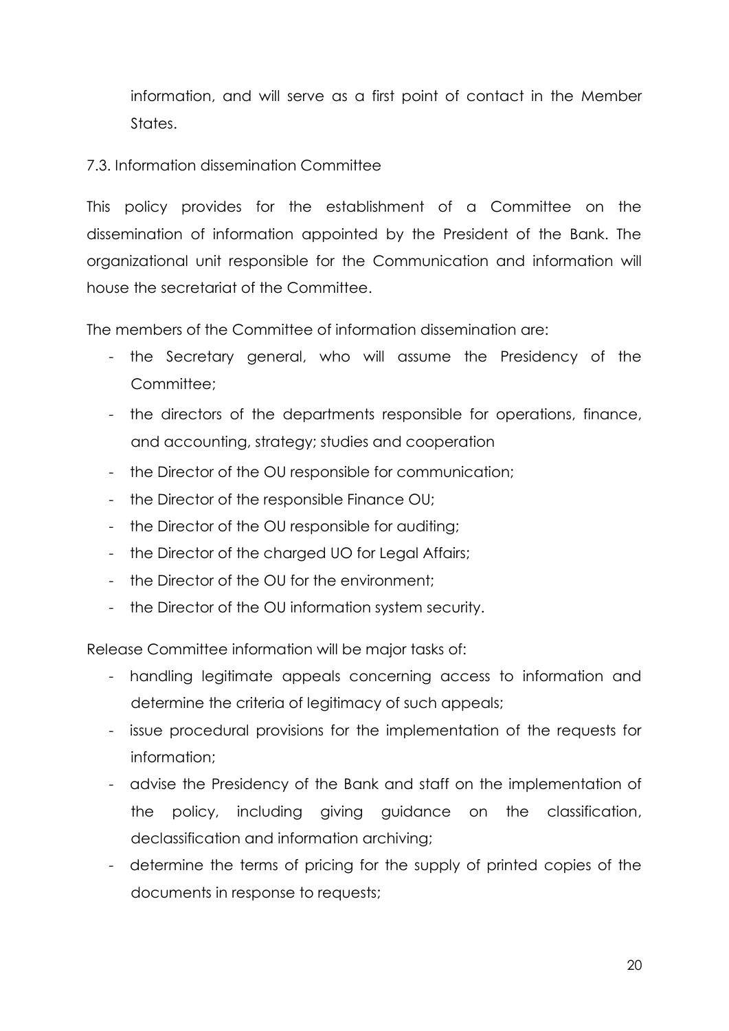information, and will serve as a first point of contact in the Member States.

### 7.3. Information dissemination Committee

This policy provides for the establishment of a Committee on the dissemination of information appointed by the President of the Bank. The organizational unit responsible for the Communication and information will house the secretariat of the Committee.

The members of the Committee of information dissemination are:

- the Secretary general, who will assume the Presidency of the Committee;
- the directors of the departments responsible for operations, finance, and accounting, strategy; studies and cooperation
- the Director of the OU responsible for communication;
- the Director of the responsible Finance OU;
- the Director of the OU responsible for auditing;
- the Director of the charged UO for Legal Affairs;
- the Director of the OU for the environment;
- the Director of the OU information system security.

Release Committee information will be major tasks of:

- handling legitimate appeals concerning access to information and determine the criteria of legitimacy of such appeals;
- issue procedural provisions for the implementation of the requests for information;
- advise the Presidency of the Bank and staff on the implementation of the policy, including giving guidance on the classification, declassification and information archiving;
- determine the terms of pricing for the supply of printed copies of the documents in response to requests;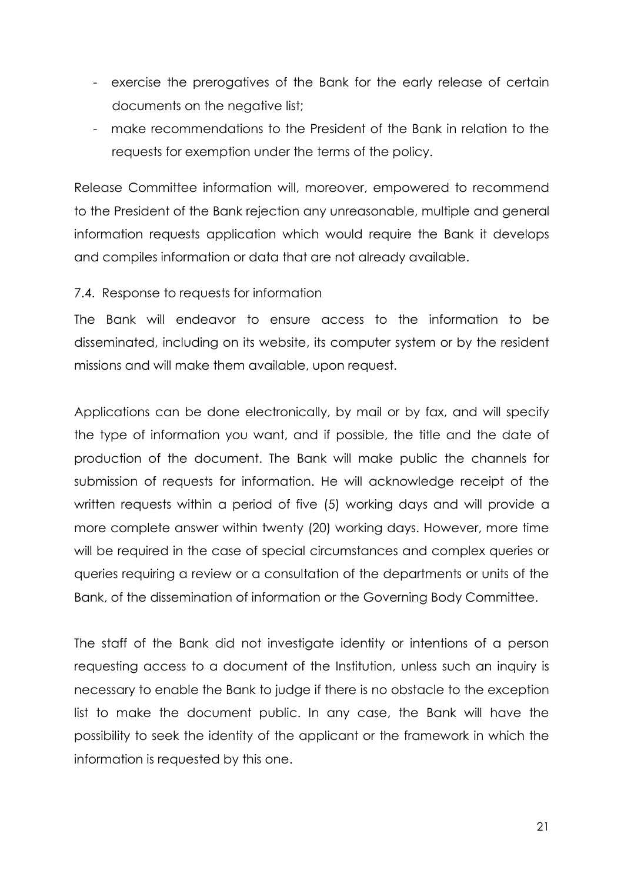- exercise the prerogatives of the Bank for the early release of certain documents on the negative list;
- make recommendations to the President of the Bank in relation to the requests for exemption under the terms of the policy.

Release Committee information will, moreover, empowered to recommend to the President of the Bank rejection any unreasonable, multiple and general information requests application which would require the Bank it develops and compiles information or data that are not already available.

7.4. Response to requests for information

The Bank will endeavor to ensure access to the information to be disseminated, including on its website, its computer system or by the resident missions and will make them available, upon request.

Applications can be done electronically, by mail or by fax, and will specify the type of information you want, and if possible, the title and the date of production of the document. The Bank will make public the channels for submission of requests for information. He will acknowledge receipt of the written requests within a period of five (5) working days and will provide a more complete answer within twenty (20) working days. However, more time will be required in the case of special circumstances and complex queries or queries requiring a review or a consultation of the departments or units of the Bank, of the dissemination of information or the Governing Body Committee.

The staff of the Bank did not investigate identity or intentions of a person requesting access to a document of the Institution, unless such an inquiry is necessary to enable the Bank to judge if there is no obstacle to the exception list to make the document public. In any case, the Bank will have the possibility to seek the identity of the applicant or the framework in which the information is requested by this one.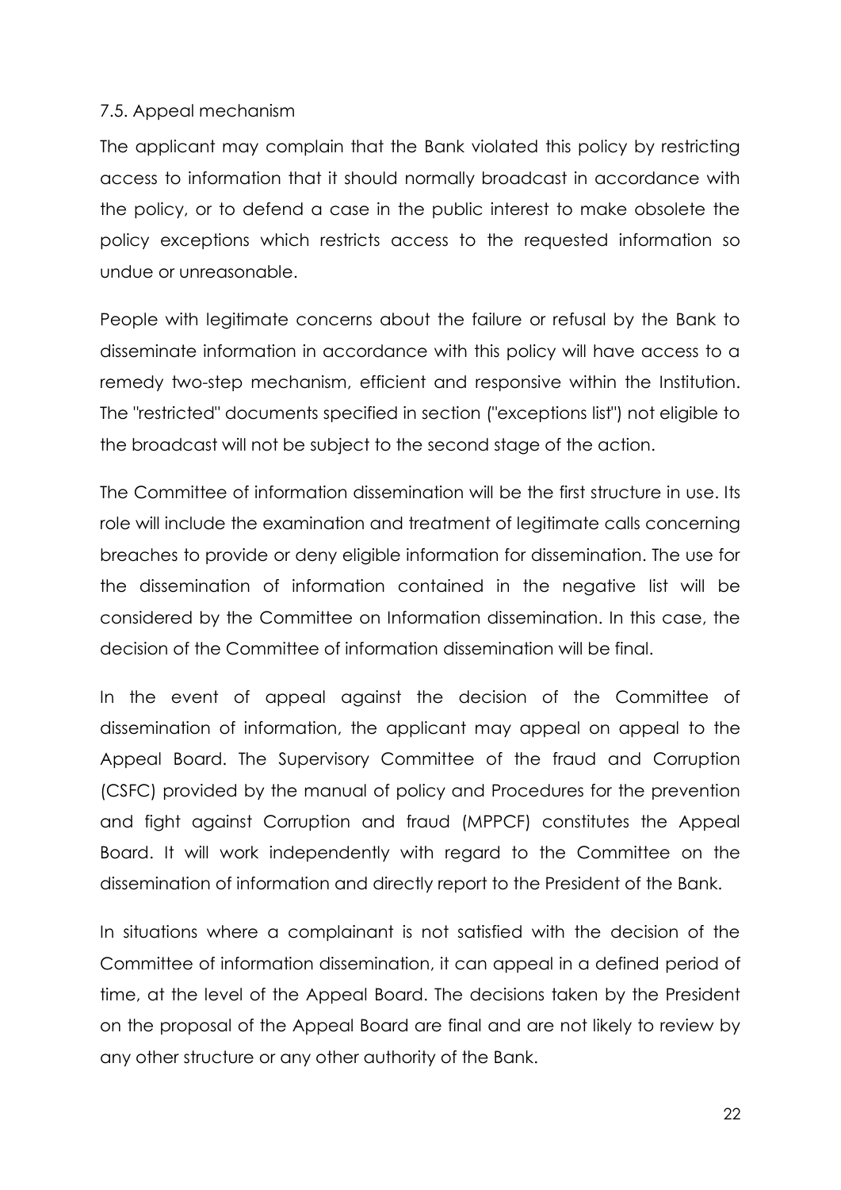### 7.5. Appeal mechanism

The applicant may complain that the Bank violated this policy by restricting access to information that it should normally broadcast in accordance with the policy, or to defend a case in the public interest to make obsolete the policy exceptions which restricts access to the requested information so undue or unreasonable.

People with legitimate concerns about the failure or refusal by the Bank to disseminate information in accordance with this policy will have access to a remedy two-step mechanism, efficient and responsive within the Institution. The "restricted" documents specified in section ("exceptions list") not eligible to the broadcast will not be subject to the second stage of the action.

The Committee of information dissemination will be the first structure in use. Its role will include the examination and treatment of legitimate calls concerning breaches to provide or deny eligible information for dissemination. The use for the dissemination of information contained in the negative list will be considered by the Committee on Information dissemination. In this case, the decision of the Committee of information dissemination will be final.

In the event of appeal against the decision of the Committee of dissemination of information, the applicant may appeal on appeal to the Appeal Board. The Supervisory Committee of the fraud and Corruption (CSFC) provided by the manual of policy and Procedures for the prevention and fight against Corruption and fraud (MPPCF) constitutes the Appeal Board. It will work independently with regard to the Committee on the dissemination of information and directly report to the President of the Bank.

In situations where a complainant is not satisfied with the decision of the Committee of information dissemination, it can appeal in a defined period of time, at the level of the Appeal Board. The decisions taken by the President on the proposal of the Appeal Board are final and are not likely to review by any other structure or any other authority of the Bank.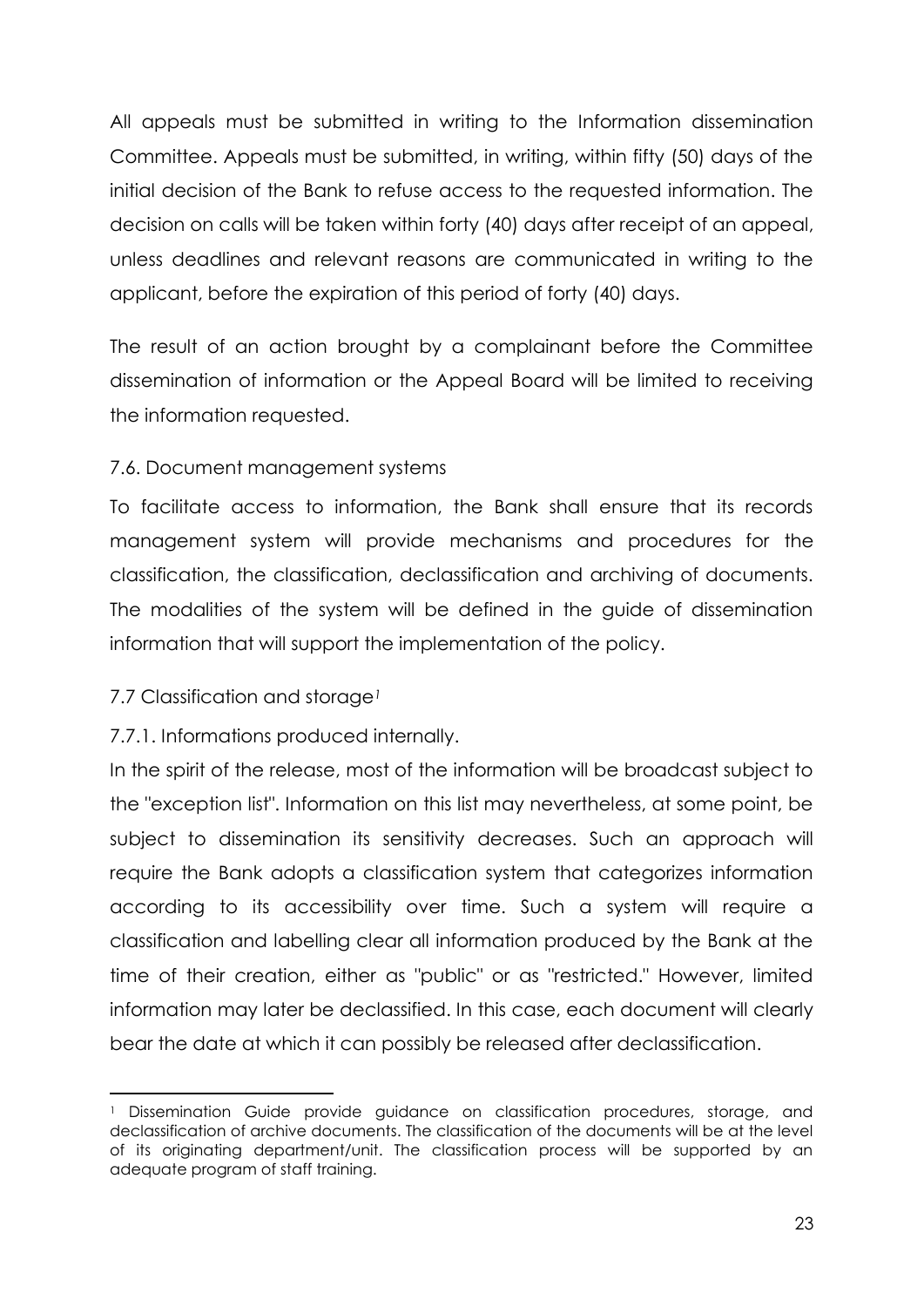All appeals must be submitted in writing to the Information dissemination Committee. Appeals must be submitted, in writing, within fifty (50) days of the initial decision of the Bank to refuse access to the requested information. The decision on calls will be taken within forty (40) days after receipt of an appeal, unless deadlines and relevant reasons are communicated in writing to the applicant, before the expiration of this period of forty (40) days.

The result of an action brought by a complainant before the Committee dissemination of information or the Appeal Board will be limited to receiving the information requested.

## 7.6. Document management systems

To facilitate access to information, the Bank shall ensure that its records management system will provide mechanisms and procedures for the classification, the classification, declassification and archiving of documents. The modalities of the system will be defined in the guide of dissemination information that will support the implementation of the policy.

## 7.7 Classification and storage[1]

### 7.7.1. Informations produced internally.

In the spirit of the release, most of the information will be broadcast subject to the "exception list". Information on this list may nevertheless, at some point, be subject to dissemination its sensitivity decreases. Such an approach will require the Bank adopts a classification system that categorizes information according to its accessibility over time. Such a system will require a classification and labelling clear all information produced by the Bank at the time of their creation, either as "public" or as "restricted." However, limited information may later be declassified. In this case, each document will clearly bear the date at which it can possibly be released after declassification.

---

[1] Dissemination Guide provide guidance on classification procedures, storage, and declassification of archive documents. The classification of the documents will be at the level of its originating department/unit. The classification process will be supported by an adequate program of staff training.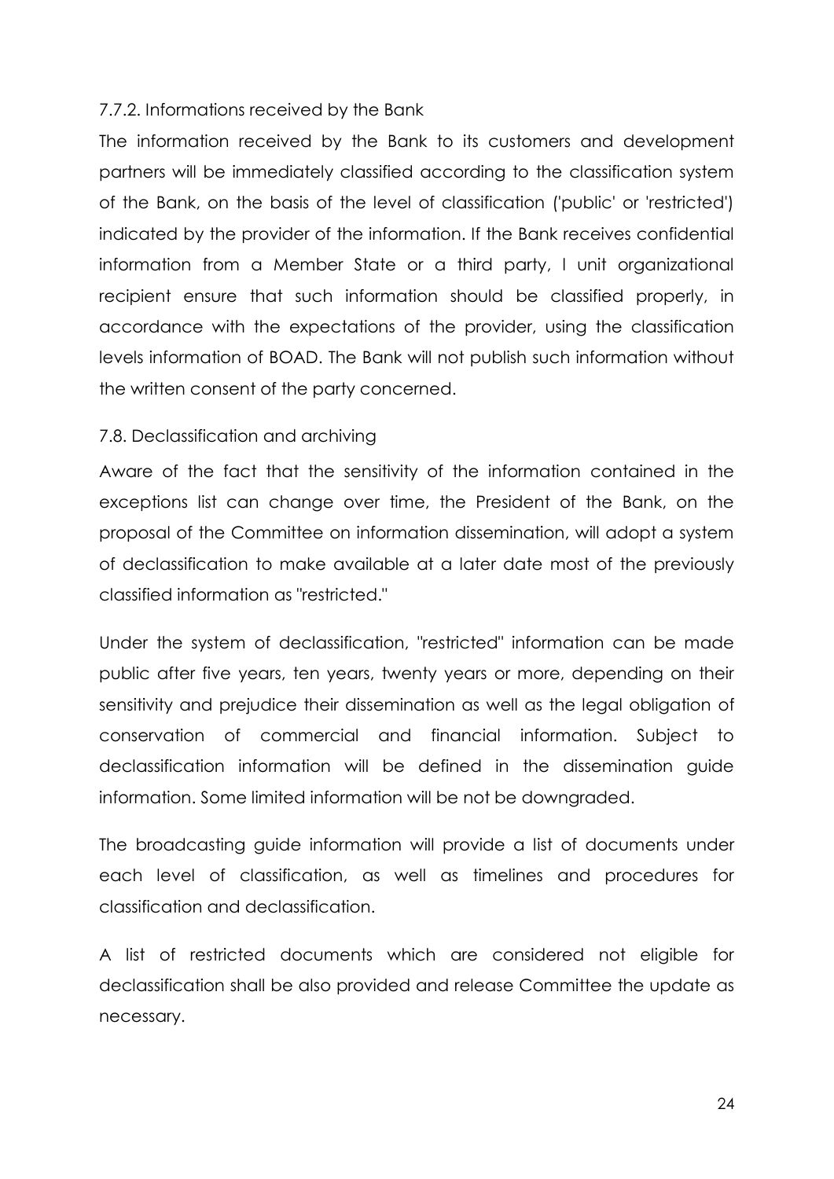### 7.7.2. Informations received by the Bank

The information received by the Bank to its customers and development partners will be immediately classified according to the classification system of the Bank, on the basis of the level of classification ('public' or 'restricted') indicated by the provider of the information. If the Bank receives confidential information from a Member State or a third party, l unit organizational recipient ensure that such information should be classified properly, in accordance with the expectations of the provider, using the classification levels information of BOAD. The Bank will not publish such information without the written consent of the party concerned.

## 7.8. Declassification and archiving

Aware of the fact that the sensitivity of the information contained in the exceptions list can change over time, the President of the Bank, on the proposal of the Committee on information dissemination, will adopt a system of declassification to make available at a later date most of the previously classified information as "restricted."

Under the system of declassification, "restricted" information can be made public after five years, ten years, twenty years or more, depending on their sensitivity and prejudice their dissemination as well as the legal obligation of conservation of commercial and financial information. Subject to declassification information will be defined in the dissemination guide information. Some limited information will be not be downgraded.

The broadcasting guide information will provide a list of documents under each level of classification, as well as timelines and procedures for classification and declassification.

A list of restricted documents which are considered not eligible for declassification shall be also provided and release Committee the update as necessary.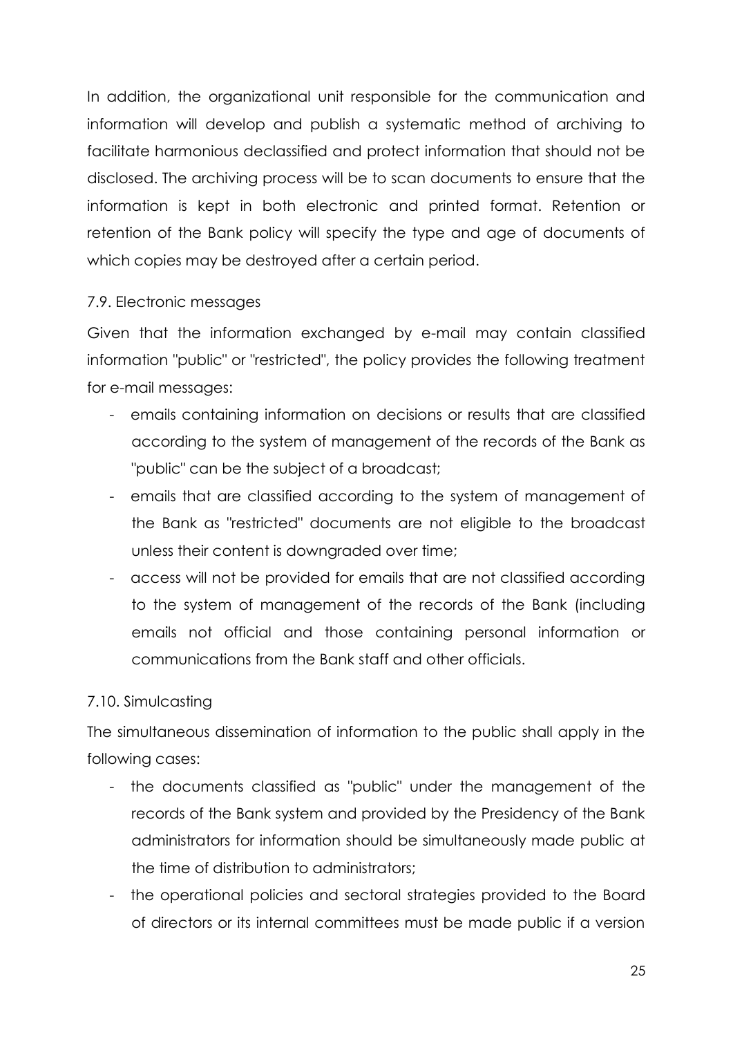In addition, the organizational unit responsible for the communication and information will develop and publish a systematic method of archiving to facilitate harmonious declassified and protect information that should not be disclosed. The archiving process will be to scan documents to ensure that the information is kept in both electronic and printed format. Retention or retention of the Bank policy will specify the type and age of documents of which copies may be destroyed after a certain period.

### 7.9. Electronic messages

Given that the information exchanged by e-mail may contain classified information "public" or "restricted", the policy provides the following treatment for e-mail messages:

- emails containing information on decisions or results that are classified according to the system of management of the records of the Bank as "public" can be the subject of a broadcast;
- emails that are classified according to the system of management of the Bank as "restricted" documents are not eligible to the broadcast unless their content is downgraded over time;
- access will not be provided for emails that are not classified according to the system of management of the records of the Bank (including emails not official and those containing personal information or communications from the Bank staff and other officials.

### 7.10. Simulcasting

The simultaneous dissemination of information to the public shall apply in the following cases:

- the documents classified as "public" under the management of the records of the Bank system and provided by the Presidency of the Bank administrators for information should be simultaneously made public at the time of distribution to administrators;
- the operational policies and sectoral strategies provided to the Board of directors or its internal committees must be made public if a version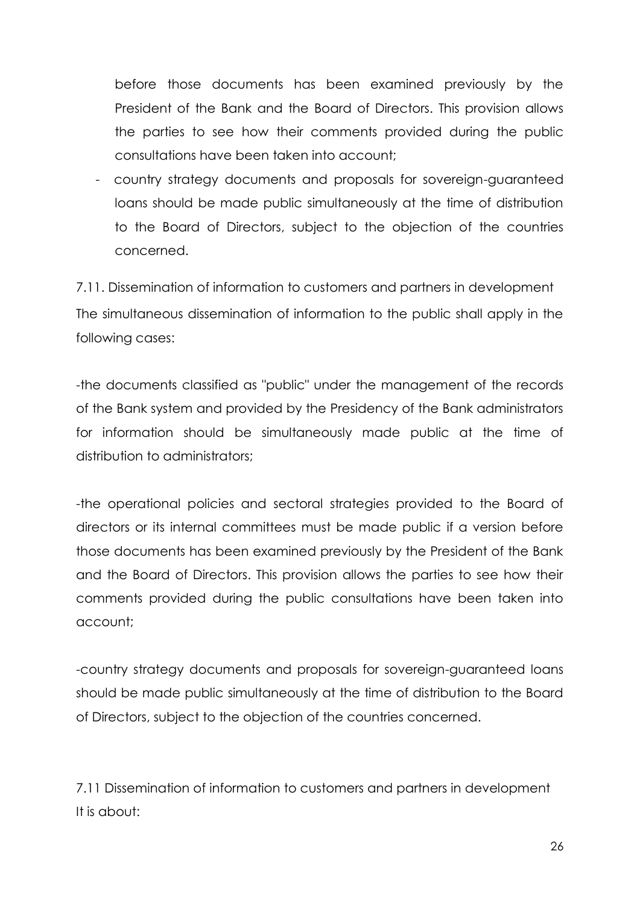before those documents has been examined previously by the President of the Bank and the Board of Directors. This provision allows the parties to see how their comments provided during the public consultations have been taken into account;

- country strategy documents and proposals for sovereign-guaranteed loans should be made public simultaneously at the time of distribution to the Board of Directors, subject to the objection of the countries concerned.

7.11. Dissemination of information to customers and partners in development

The simultaneous dissemination of information to the public shall apply in the following cases:

-the documents classified as "public" under the management of the records of the Bank system and provided by the Presidency of the Bank administrators for information should be simultaneously made public at the time of distribution to administrators;

-the operational policies and sectoral strategies provided to the Board of directors or its internal committees must be made public if a version before those documents has been examined previously by the President of the Bank and the Board of Directors. This provision allows the parties to see how their comments provided during the public consultations have been taken into account;

-country strategy documents and proposals for sovereign-guaranteed loans should be made public simultaneously at the time of distribution to the Board of Directors, subject to the objection of the countries concerned.

7.11 Dissemination of information to customers and partners in development

It is about: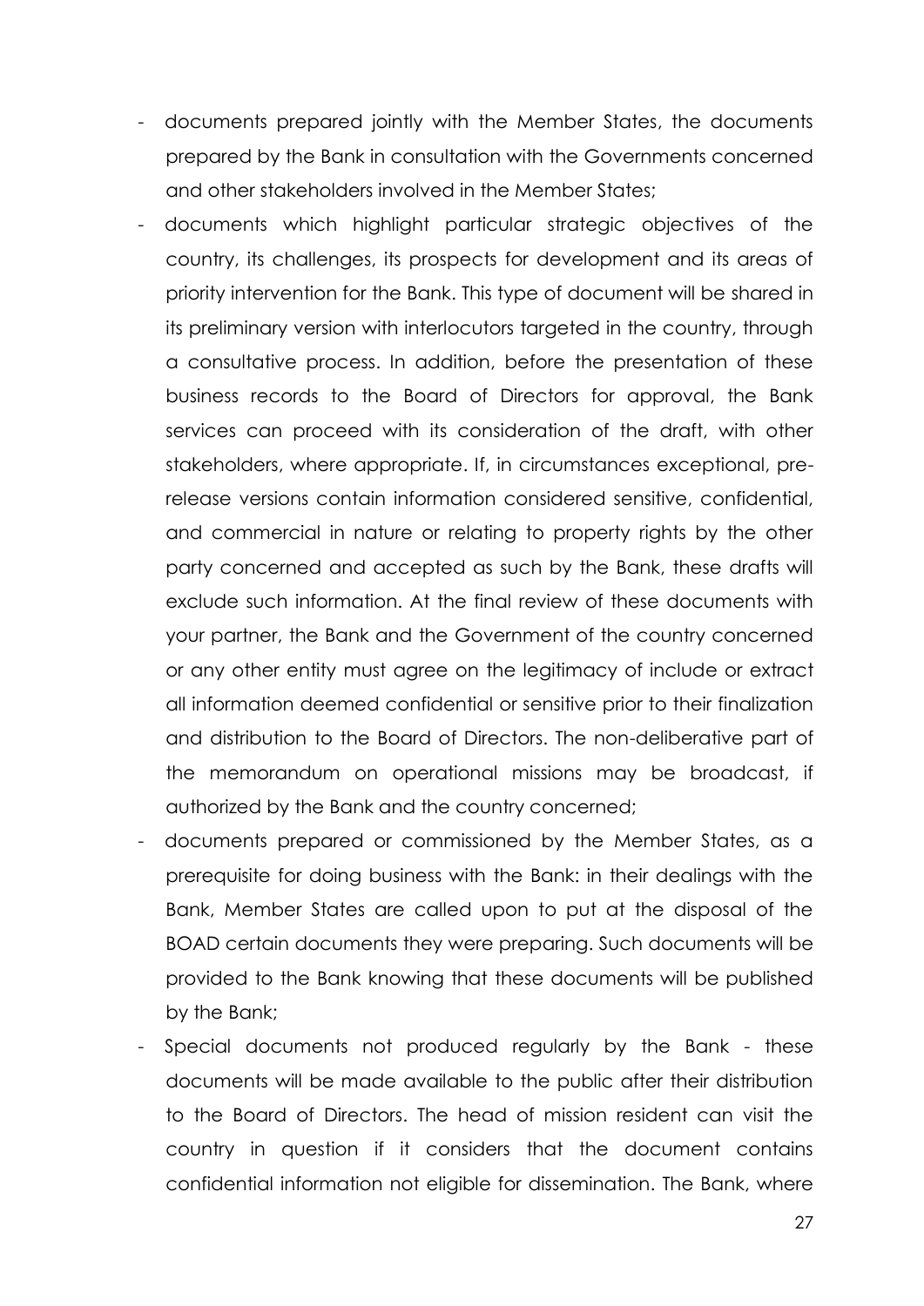- documents prepared jointly with the Member States, the documents prepared by the Bank in consultation with the Governments concerned and other stakeholders involved in the Member States;
- documents which highlight particular strategic objectives of the country, its challenges, its prospects for development and its areas of priority intervention for the Bank. This type of document will be shared in its preliminary version with interlocutors targeted in the country, through a consultative process. In addition, before the presentation of these business records to the Board of Directors for approval, the Bank services can proceed with its consideration of the draft, with other stakeholders, where appropriate. If, in circumstances exceptional, pre-release versions contain information considered sensitive, confidential, and commercial in nature or relating to property rights by the other party concerned and accepted as such by the Bank, these drafts will exclude such information. At the final review of these documents with your partner, the Bank and the Government of the country concerned or any other entity must agree on the legitimacy of include or extract all information deemed confidential or sensitive prior to their finalization and distribution to the Board of Directors. The non-deliberative part of the memorandum on operational missions may be broadcast, if authorized by the Bank and the country concerned;
- documents prepared or commissioned by the Member States, as a prerequisite for doing business with the Bank: in their dealings with the Bank, Member States are called upon to put at the disposal of the BOAD certain documents they were preparing. Such documents will be provided to the Bank knowing that these documents will be published by the Bank;
- Special documents not produced regularly by the Bank - these documents will be made available to the public after their distribution to the Board of Directors. The head of mission resident can visit the country in question if it considers that the document contains confidential information not eligible for dissemination. The Bank, where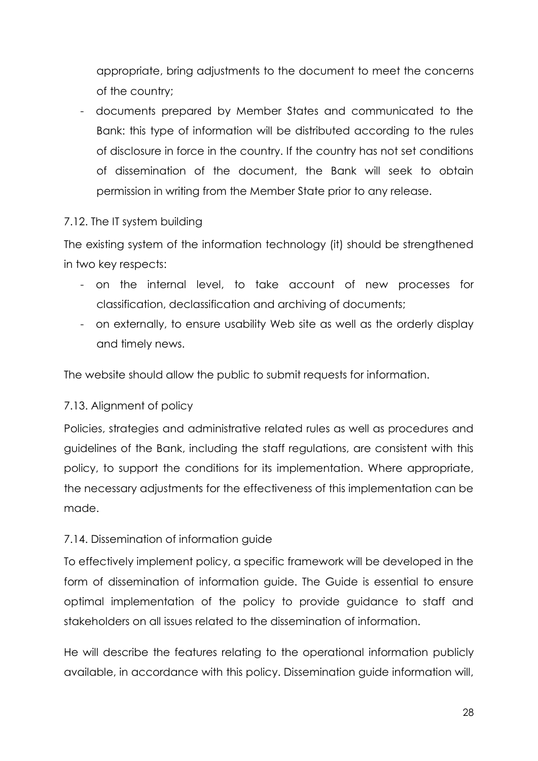appropriate, bring adjustments to the document to meet the concerns of the country;

- documents prepared by Member States and communicated to the Bank: this type of information will be distributed according to the rules of disclosure in force in the country. If the country has not set conditions of dissemination of the document, the Bank will seek to obtain permission in writing from the Member State prior to any release.

### 7.12. The IT system building

The existing system of the information technology (it) should be strengthened in two key respects:

- on the internal level, to take account of new processes for classification, declassification and archiving of documents;
- on externally, to ensure usability Web site as well as the orderly display and timely news.

The website should allow the public to submit requests for information.

### 7.13. Alignment of policy

Policies, strategies and administrative related rules as well as procedures and guidelines of the Bank, including the staff regulations, are consistent with this policy, to support the conditions for its implementation. Where appropriate, the necessary adjustments for the effectiveness of this implementation can be made.

### 7.14. Dissemination of information guide

To effectively implement policy, a specific framework will be developed in the form of dissemination of information guide. The Guide is essential to ensure optimal implementation of the policy to provide guidance to staff and stakeholders on all issues related to the dissemination of information.

He will describe the features relating to the operational information publicly available, in accordance with this policy. Dissemination guide information will,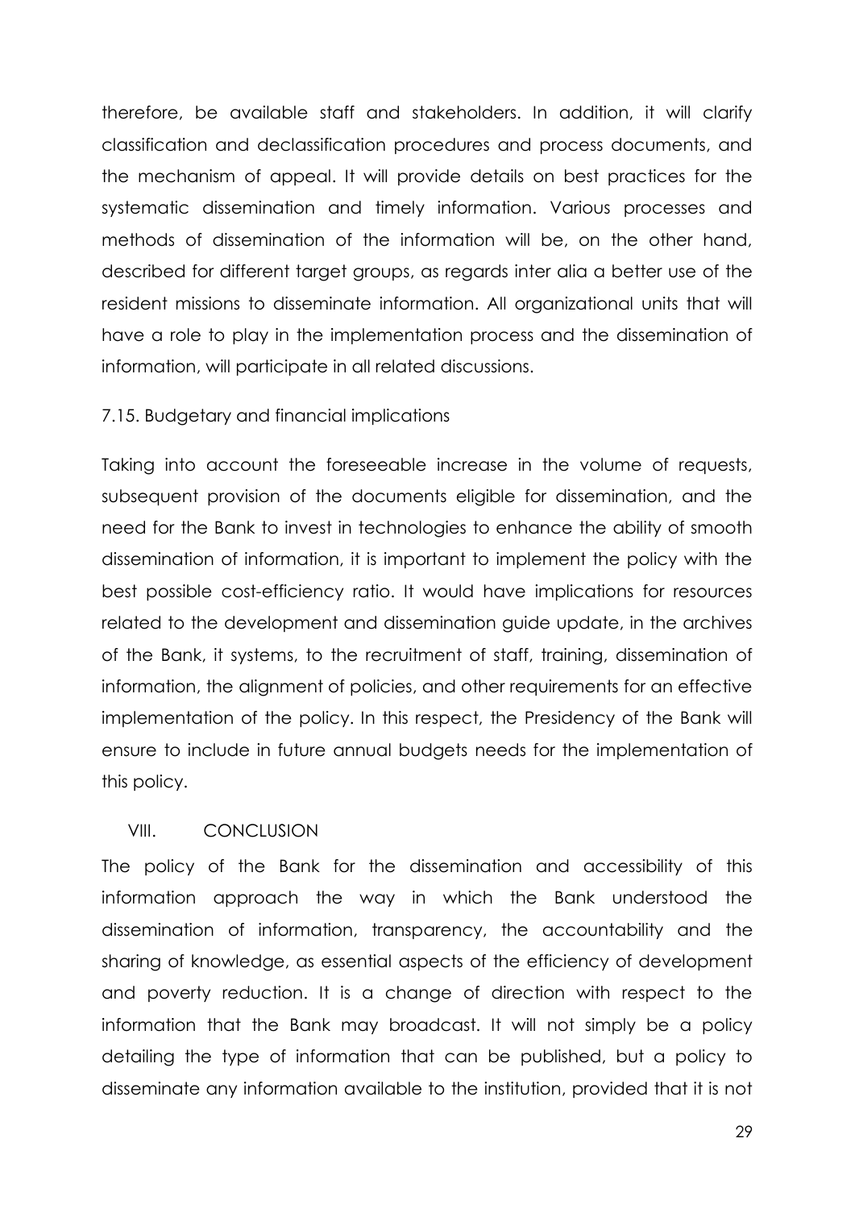therefore, be available staff and stakeholders. In addition, it will clarify classification and declassification procedures and process documents, and the mechanism of appeal. It will provide details on best practices for the systematic dissemination and timely information. Various processes and methods of dissemination of the information will be, on the other hand, described for different target groups, as regards inter alia a better use of the resident missions to disseminate information. All organizational units that will have a role to play in the implementation process and the dissemination of information, will participate in all related discussions.

### 7.15. Budgetary and financial implications

Taking into account the foreseeable increase in the volume of requests, subsequent provision of the documents eligible for dissemination, and the need for the Bank to invest in technologies to enhance the ability of smooth dissemination of information, it is important to implement the policy with the best possible cost-efficiency ratio. It would have implications for resources related to the development and dissemination guide update, in the archives of the Bank, it systems, to the recruitment of staff, training, dissemination of information, the alignment of policies, and other requirements for an effective implementation of the policy. In this respect, the Presidency of the Bank will ensure to include in future annual budgets needs for the implementation of this policy.

## VIII. CONCLUSION

The policy of the Bank for the dissemination and accessibility of this information approach the way in which the Bank understood the dissemination of information, transparency, the accountability and the sharing of knowledge, as essential aspects of the efficiency of development and poverty reduction. It is a change of direction with respect to the information that the Bank may broadcast. It will not simply be a policy detailing the type of information that can be published, but a policy to disseminate any information available to the institution, provided that it is not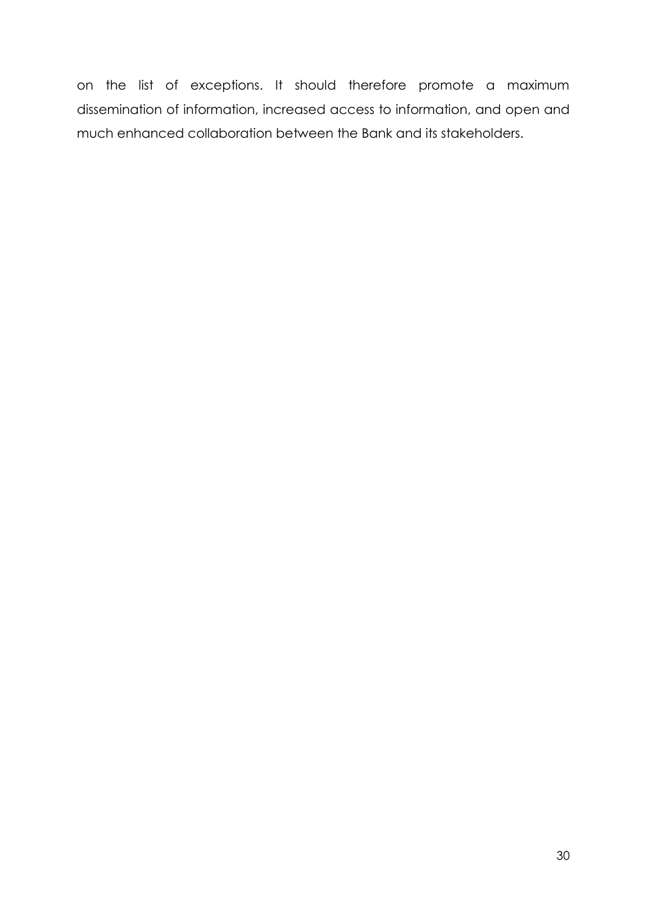on the list of exceptions. It should therefore promote a maximum dissemination of information, increased access to information, and open and much enhanced collaboration between the Bank and its stakeholders.